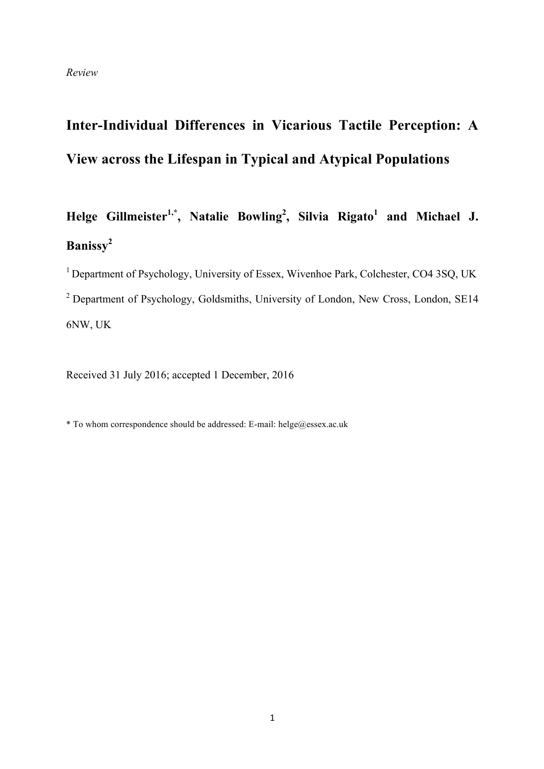*Review*

# Inter-Individual Differences in Vicarious Tactile Perception: A View across the Lifespan in Typical and Atypical Populations

**Helge Gillmeister[1,*], Natalie Bowling[2], Silvia Rigato[1] and Michael J. Banissy[2]**

[1] Department of Psychology, University of Essex, Wivenhoe Park, Colchester, CO4 3SQ, UK

[2] Department of Psychology, Goldsmiths, University of London, New Cross, London, SE14 6NW, UK

Received 31 July 2016; accepted 1 December, 2016

* To whom correspondence should be addressed: E-mail: helge@essex.ac.uk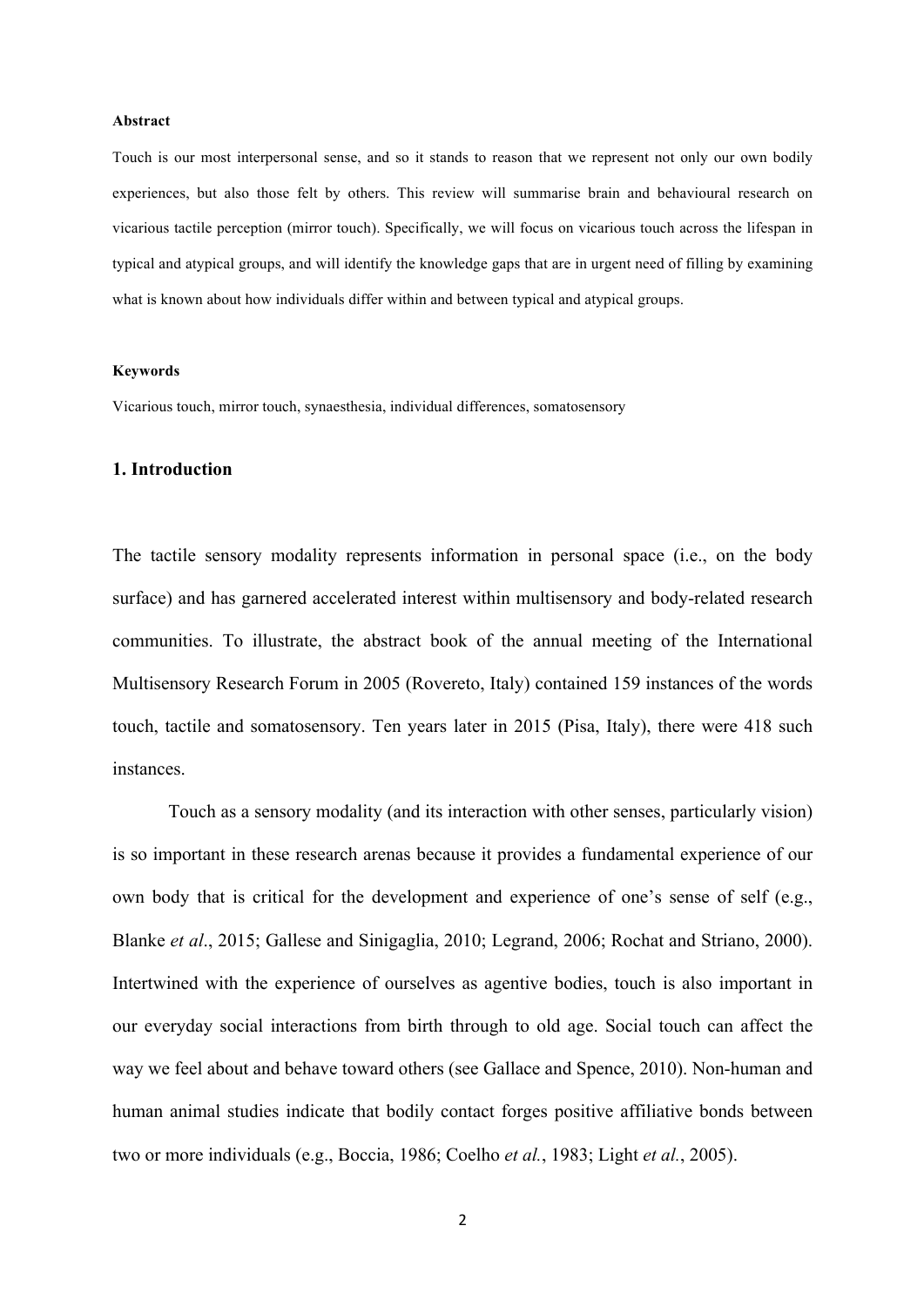**Abstract**

Touch is our most interpersonal sense, and so it stands to reason that we represent not only our own bodily experiences, but also those felt by others. This review will summarise brain and behavioural research on vicarious tactile perception (mirror touch). Specifically, we will focus on vicarious touch across the lifespan in typical and atypical groups, and will identify the knowledge gaps that are in urgent need of filling by examining what is known about how individuals differ within and between typical and atypical groups.

**Keywords**

Vicarious touch, mirror touch, synaesthesia, individual differences, somatosensory

## 1. Introduction

The tactile sensory modality represents information in personal space (i.e., on the body surface) and has garnered accelerated interest within multisensory and body-related research communities. To illustrate, the abstract book of the annual meeting of the International Multisensory Research Forum in 2005 (Rovereto, Italy) contained 159 instances of the words touch, tactile and somatosensory. Ten years later in 2015 (Pisa, Italy), there were 418 such instances.

Touch as a sensory modality (and its interaction with other senses, particularly vision) is so important in these research arenas because it provides a fundamental experience of our own body that is critical for the development and experience of one's sense of self (e.g., Blanke *et al*., 2015; Gallese and Sinigaglia, 2010; Legrand, 2006; Rochat and Striano, 2000). Intertwined with the experience of ourselves as agentive bodies, touch is also important in our everyday social interactions from birth through to old age. Social touch can affect the way we feel about and behave toward others (see Gallace and Spence, 2010). Non-human and human animal studies indicate that bodily contact forges positive affiliative bonds between two or more individuals (e.g., Boccia, 1986; Coelho *et al.*, 1983; Light *et al.*, 2005).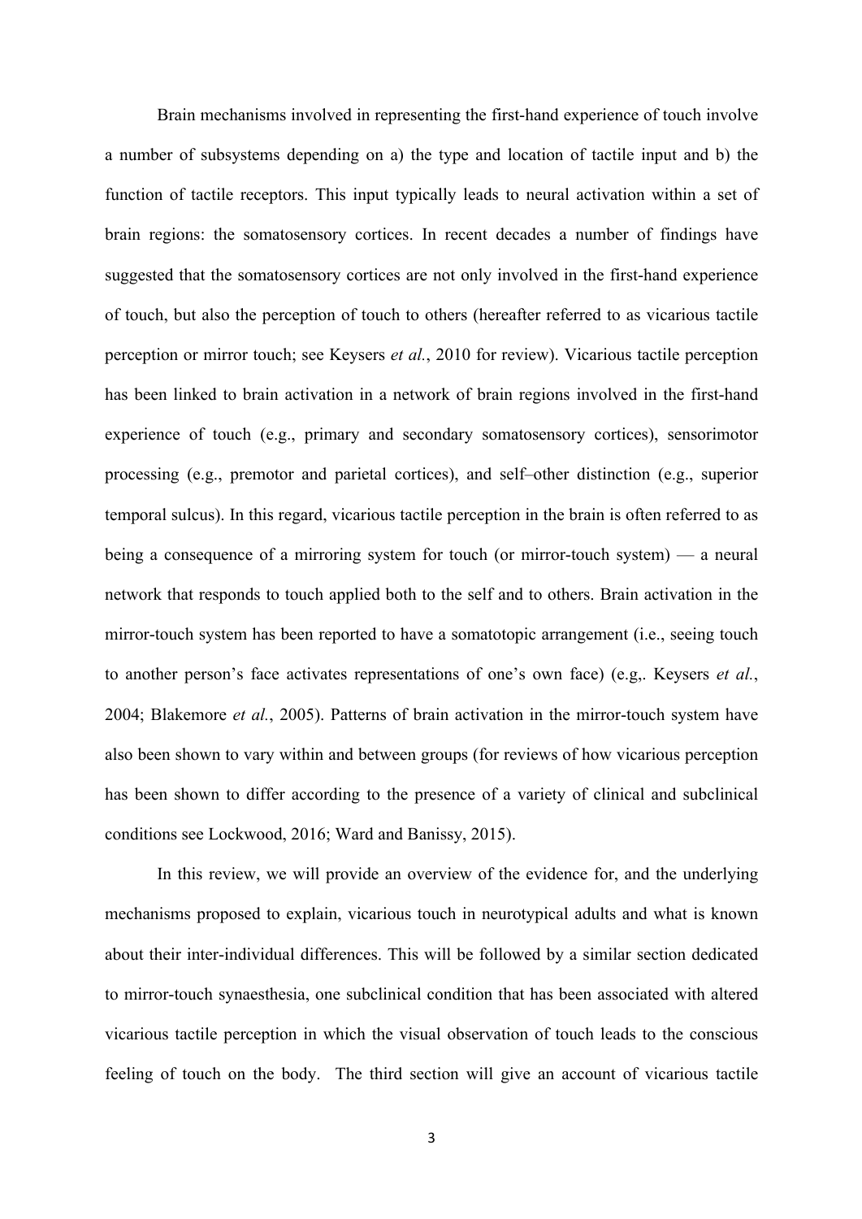Brain mechanisms involved in representing the first-hand experience of touch involve a number of subsystems depending on a) the type and location of tactile input and b) the function of tactile receptors. This input typically leads to neural activation within a set of brain regions: the somatosensory cortices. In recent decades a number of findings have suggested that the somatosensory cortices are not only involved in the first-hand experience of touch, but also the perception of touch to others (hereafter referred to as vicarious tactile perception or mirror touch; see Keysers *et al.*, 2010 for review). Vicarious tactile perception has been linked to brain activation in a network of brain regions involved in the first-hand experience of touch (e.g., primary and secondary somatosensory cortices), sensorimotor processing (e.g., premotor and parietal cortices), and self–other distinction (e.g., superior temporal sulcus). In this regard, vicarious tactile perception in the brain is often referred to as being a consequence of a mirroring system for touch (or mirror-touch system) — a neural network that responds to touch applied both to the self and to others. Brain activation in the mirror-touch system has been reported to have a somatotopic arrangement (i.e., seeing touch to another person's face activates representations of one's own face) (e.g,. Keysers *et al.*, 2004; Blakemore *et al.*, 2005). Patterns of brain activation in the mirror-touch system have also been shown to vary within and between groups (for reviews of how vicarious perception has been shown to differ according to the presence of a variety of clinical and subclinical conditions see Lockwood, 2016; Ward and Banissy, 2015).

In this review, we will provide an overview of the evidence for, and the underlying mechanisms proposed to explain, vicarious touch in neurotypical adults and what is known about their inter-individual differences. This will be followed by a similar section dedicated to mirror-touch synaesthesia, one subclinical condition that has been associated with altered vicarious tactile perception in which the visual observation of touch leads to the conscious feeling of touch on the body. The third section will give an account of vicarious tactile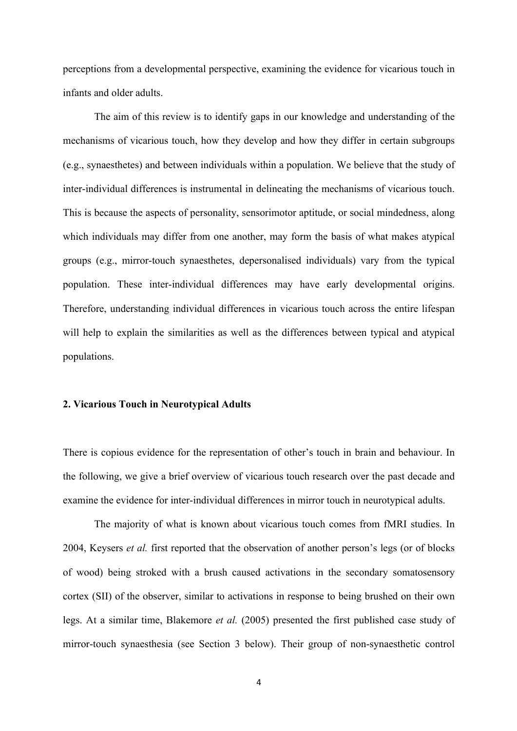perceptions from a developmental perspective, examining the evidence for vicarious touch in infants and older adults.

The aim of this review is to identify gaps in our knowledge and understanding of the mechanisms of vicarious touch, how they develop and how they differ in certain subgroups (e.g., synaesthetes) and between individuals within a population. We believe that the study of inter-individual differences is instrumental in delineating the mechanisms of vicarious touch. This is because the aspects of personality, sensorimotor aptitude, or social mindedness, along which individuals may differ from one another, may form the basis of what makes atypical groups (e.g., mirror-touch synaesthetes, depersonalised individuals) vary from the typical population. These inter-individual differences may have early developmental origins. Therefore, understanding individual differences in vicarious touch across the entire lifespan will help to explain the similarities as well as the differences between typical and atypical populations.

## 2. Vicarious Touch in Neurotypical Adults

There is copious evidence for the representation of other's touch in brain and behaviour. In the following, we give a brief overview of vicarious touch research over the past decade and examine the evidence for inter-individual differences in mirror touch in neurotypical adults.

The majority of what is known about vicarious touch comes from fMRI studies. In 2004, Keysers *et al.* first reported that the observation of another person's legs (or of blocks of wood) being stroked with a brush caused activations in the secondary somatosensory cortex (SII) of the observer, similar to activations in response to being brushed on their own legs. At a similar time, Blakemore *et al.* (2005) presented the first published case study of mirror-touch synaesthesia (see Section 3 below). Their group of non-synaesthetic control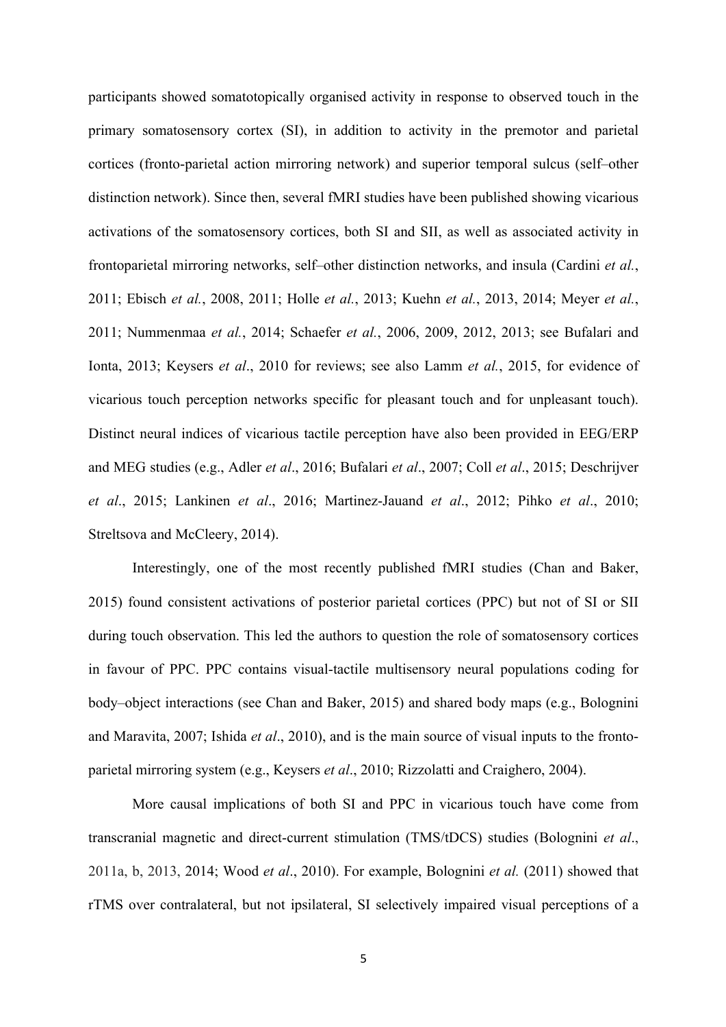participants showed somatotopically organised activity in response to observed touch in the primary somatosensory cortex (SI), in addition to activity in the premotor and parietal cortices (fronto-parietal action mirroring network) and superior temporal sulcus (self–other distinction network). Since then, several fMRI studies have been published showing vicarious activations of the somatosensory cortices, both SI and SII, as well as associated activity in frontoparietal mirroring networks, self–other distinction networks, and insula (Cardini *et al.*, 2011; Ebisch *et al.*, 2008, 2011; Holle *et al.*, 2013; Kuehn *et al.*, 2013, 2014; Meyer *et al.*, 2011; Nummenmaa *et al.*, 2014; Schaefer *et al.*, 2006, 2009, 2012, 2013; see Bufalari and Ionta, 2013; Keysers *et al*., 2010 for reviews; see also Lamm *et al.*, 2015, for evidence of vicarious touch perception networks specific for pleasant touch and for unpleasant touch). Distinct neural indices of vicarious tactile perception have also been provided in EEG/ERP and MEG studies (e.g., Adler *et al*., 2016; Bufalari *et al*., 2007; Coll *et al*., 2015; Deschrijver *et al*., 2015; Lankinen *et al*., 2016; Martinez-Jauand *et al*., 2012; Pihko *et al*., 2010; Streltsova and McCleery, 2014).

Interestingly, one of the most recently published fMRI studies (Chan and Baker, 2015) found consistent activations of posterior parietal cortices (PPC) but not of SI or SII during touch observation. This led the authors to question the role of somatosensory cortices in favour of PPC. PPC contains visual-tactile multisensory neural populations coding for body–object interactions (see Chan and Baker, 2015) and shared body maps (e.g., Bolognini and Maravita, 2007; Ishida *et al*., 2010), and is the main source of visual inputs to the fronto-parietal mirroring system (e.g., Keysers *et al*., 2010; Rizzolatti and Craighero, 2004).

More causal implications of both SI and PPC in vicarious touch have come from transcranial magnetic and direct-current stimulation (TMS/tDCS) studies (Bolognini *et al*., 2011a, b, 2013, 2014; Wood *et al*., 2010). For example, Bolognini *et al.* (2011) showed that rTMS over contralateral, but not ipsilateral, SI selectively impaired visual perceptions of a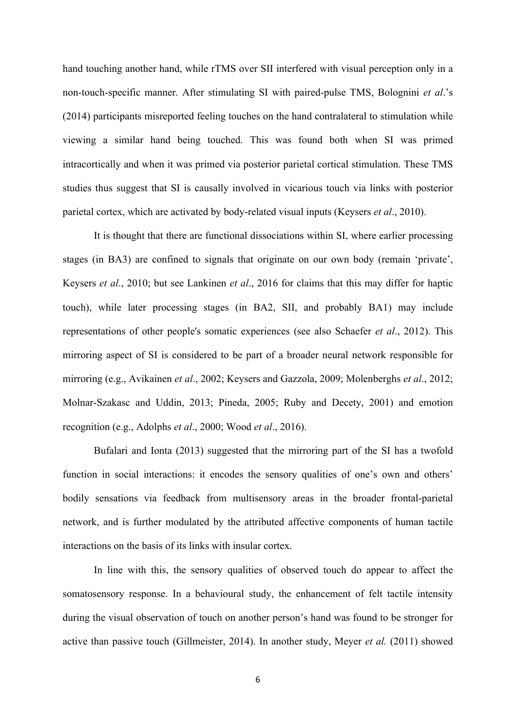hand touching another hand, while rTMS over SII interfered with visual perception only in a non-touch-specific manner. After stimulating SI with paired-pulse TMS, Bolognini *et al*.'s (2014) participants misreported feeling touches on the hand contralateral to stimulation while viewing a similar hand being touched. This was found both when SI was primed intracortically and when it was primed via posterior parietal cortical stimulation. These TMS studies thus suggest that SI is causally involved in vicarious touch via links with posterior parietal cortex, which are activated by body-related visual inputs (Keysers *et al*., 2010).

It is thought that there are functional dissociations within SI, where earlier processing stages (in BA3) are confined to signals that originate on our own body (remain 'private', Keysers *et al*., 2010; but see Lankinen *et al*., 2016 for claims that this may differ for haptic touch), while later processing stages (in BA2, SII, and probably BA1) may include representations of other people's somatic experiences (see also Schaefer *et al*., 2012). This mirroring aspect of SI is considered to be part of a broader neural network responsible for mirroring (e.g., Avikainen *et al*., 2002; Keysers and Gazzola, 2009; Molenberghs *et al*., 2012; Molnar-Szakasc and Uddin, 2013; Pineda, 2005; Ruby and Decety, 2001) and emotion recognition (e.g., Adolphs *et al*., 2000; Wood *et al*., 2016).

Bufalari and Ionta (2013) suggested that the mirroring part of the SI has a twofold function in social interactions: it encodes the sensory qualities of one's own and others' bodily sensations via feedback from multisensory areas in the broader frontal-parietal network, and is further modulated by the attributed affective components of human tactile interactions on the basis of its links with insular cortex.

In line with this, the sensory qualities of observed touch do appear to affect the somatosensory response. In a behavioural study, the enhancement of felt tactile intensity during the visual observation of touch on another person's hand was found to be stronger for active than passive touch (Gillmeister, 2014). In another study, Meyer *et al.* (2011) showed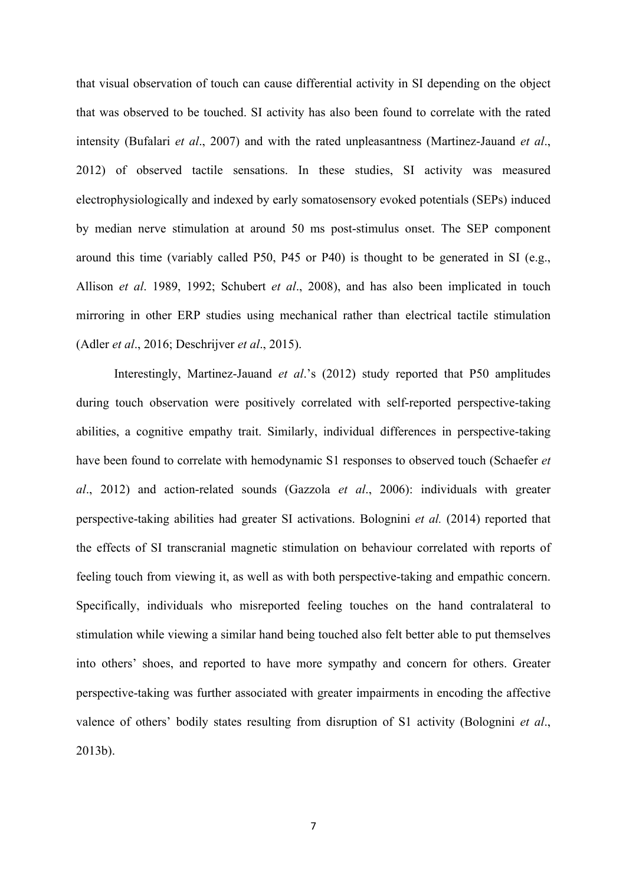that visual observation of touch can cause differential activity in SI depending on the object that was observed to be touched. SI activity has also been found to correlate with the rated intensity (Bufalari *et al*., 2007) and with the rated unpleasantness (Martinez-Jauand *et al*., 2012) of observed tactile sensations. In these studies, SI activity was measured electrophysiologically and indexed by early somatosensory evoked potentials (SEPs) induced by median nerve stimulation at around 50 ms post-stimulus onset. The SEP component around this time (variably called P50, P45 or P40) is thought to be generated in SI (e.g., Allison *et al*. 1989, 1992; Schubert *et al*., 2008), and has also been implicated in touch mirroring in other ERP studies using mechanical rather than electrical tactile stimulation (Adler *et al*., 2016; Deschrijver *et al*., 2015).

Interestingly, Martinez-Jauand *et al*.'s (2012) study reported that P50 amplitudes during touch observation were positively correlated with self-reported perspective-taking abilities, a cognitive empathy trait. Similarly, individual differences in perspective-taking have been found to correlate with hemodynamic S1 responses to observed touch (Schaefer *et al*., 2012) and action-related sounds (Gazzola *et al*., 2006): individuals with greater perspective-taking abilities had greater SI activations. Bolognini *et al.* (2014) reported that the effects of SI transcranial magnetic stimulation on behaviour correlated with reports of feeling touch from viewing it, as well as with both perspective-taking and empathic concern. Specifically, individuals who misreported feeling touches on the hand contralateral to stimulation while viewing a similar hand being touched also felt better able to put themselves into others' shoes, and reported to have more sympathy and concern for others. Greater perspective-taking was further associated with greater impairments in encoding the affective valence of others' bodily states resulting from disruption of S1 activity (Bolognini *et al*., 2013b).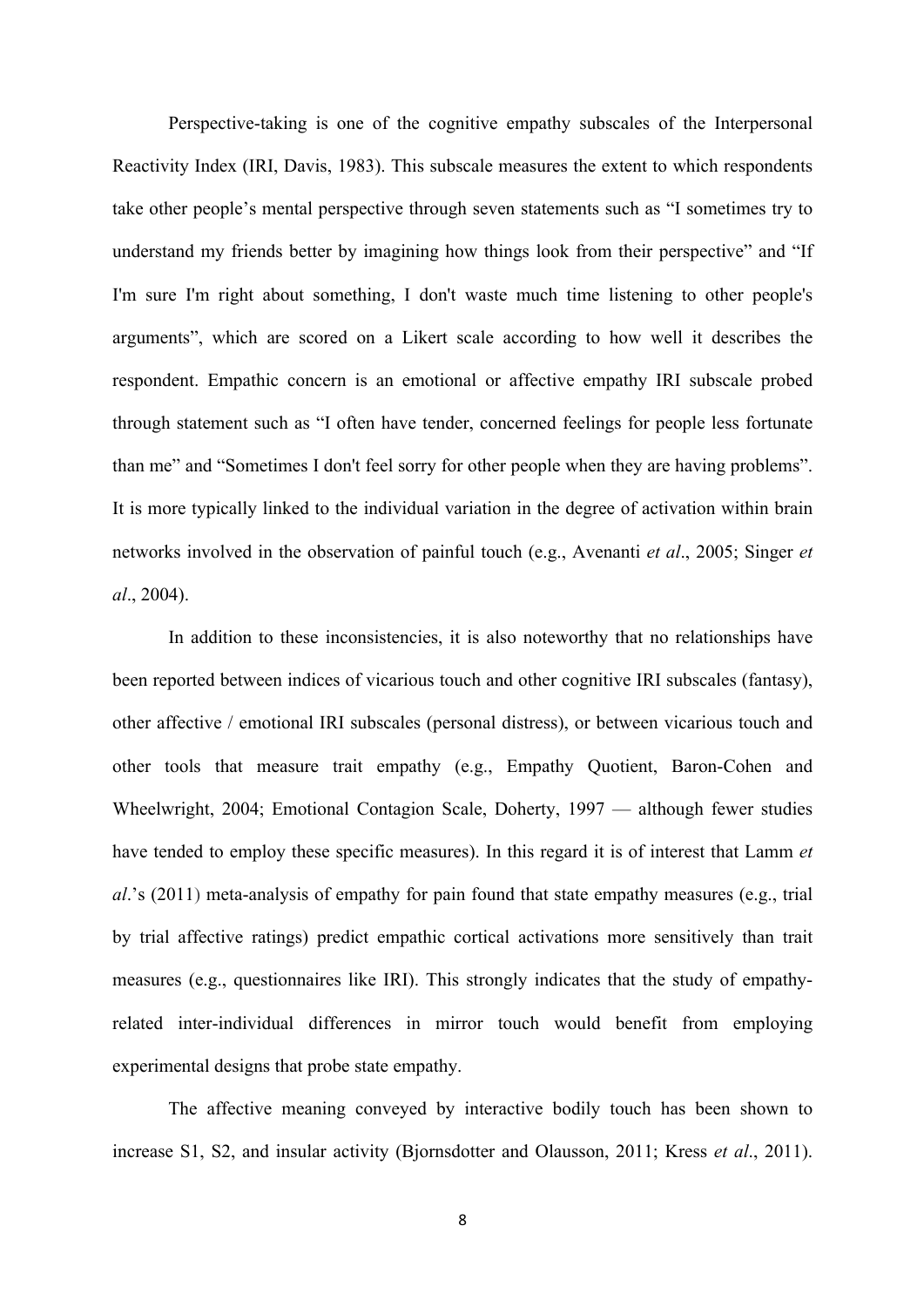Perspective-taking is one of the cognitive empathy subscales of the Interpersonal Reactivity Index (IRI, Davis, 1983). This subscale measures the extent to which respondents take other people's mental perspective through seven statements such as "I sometimes try to understand my friends better by imagining how things look from their perspective" and "If I'm sure I'm right about something, I don't waste much time listening to other people's arguments", which are scored on a Likert scale according to how well it describes the respondent. Empathic concern is an emotional or affective empathy IRI subscale probed through statement such as "I often have tender, concerned feelings for people less fortunate than me" and "Sometimes I don't feel sorry for other people when they are having problems". It is more typically linked to the individual variation in the degree of activation within brain networks involved in the observation of painful touch (e.g., Avenanti *et al*., 2005; Singer *et al*., 2004).

In addition to these inconsistencies, it is also noteworthy that no relationships have been reported between indices of vicarious touch and other cognitive IRI subscales (fantasy), other affective / emotional IRI subscales (personal distress), or between vicarious touch and other tools that measure trait empathy (e.g., Empathy Quotient, Baron-Cohen and Wheelwright, 2004; Emotional Contagion Scale, Doherty, 1997 — although fewer studies have tended to employ these specific measures). In this regard it is of interest that Lamm *et al*.'s (2011) meta-analysis of empathy for pain found that state empathy measures (e.g., trial by trial affective ratings) predict empathic cortical activations more sensitively than trait measures (e.g., questionnaires like IRI). This strongly indicates that the study of empathy-related inter-individual differences in mirror touch would benefit from employing experimental designs that probe state empathy.

The affective meaning conveyed by interactive bodily touch has been shown to increase S1, S2, and insular activity (Bjornsdotter and Olausson, 2011; Kress *et al*., 2011).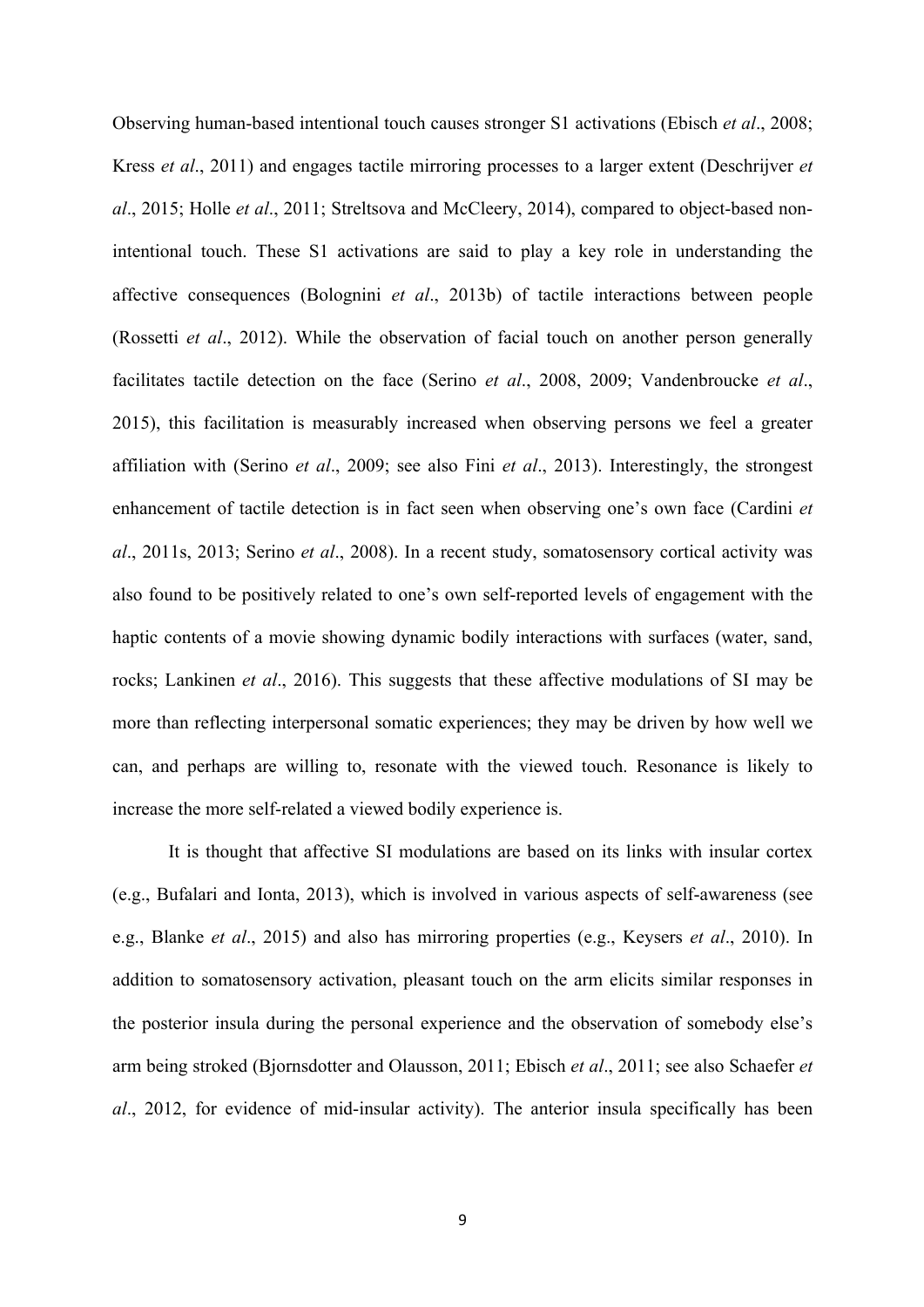Observing human-based intentional touch causes stronger S1 activations (Ebisch *et al*., 2008; Kress *et al*., 2011) and engages tactile mirroring processes to a larger extent (Deschrijver *et al*., 2015; Holle *et al*., 2011; Streltsova and McCleery, 2014), compared to object-based non-intentional touch. These S1 activations are said to play a key role in understanding the affective consequences (Bolognini *et al*., 2013b) of tactile interactions between people (Rossetti *et al*., 2012). While the observation of facial touch on another person generally facilitates tactile detection on the face (Serino *et al*., 2008, 2009; Vandenbroucke *et al*., 2015), this facilitation is measurably increased when observing persons we feel a greater affiliation with (Serino *et al*., 2009; see also Fini *et al*., 2013). Interestingly, the strongest enhancement of tactile detection is in fact seen when observing one's own face (Cardini *et al*., 2011s, 2013; Serino *et al*., 2008). In a recent study, somatosensory cortical activity was also found to be positively related to one's own self-reported levels of engagement with the haptic contents of a movie showing dynamic bodily interactions with surfaces (water, sand, rocks; Lankinen *et al*., 2016). This suggests that these affective modulations of SI may be more than reflecting interpersonal somatic experiences; they may be driven by how well we can, and perhaps are willing to, resonate with the viewed touch. Resonance is likely to increase the more self-related a viewed bodily experience is.

It is thought that affective SI modulations are based on its links with insular cortex (e.g., Bufalari and Ionta, 2013), which is involved in various aspects of self-awareness (see e.g., Blanke *et al*., 2015) and also has mirroring properties (e.g., Keysers *et al*., 2010). In addition to somatosensory activation, pleasant touch on the arm elicits similar responses in the posterior insula during the personal experience and the observation of somebody else's arm being stroked (Bjornsdotter and Olausson, 2011; Ebisch *et al*., 2011; see also Schaefer *et al*., 2012, for evidence of mid-insular activity). The anterior insula specifically has been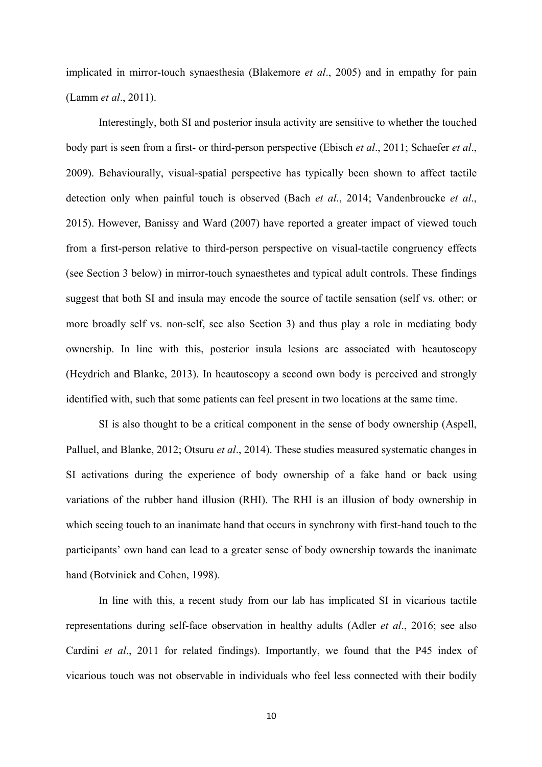implicated in mirror-touch synaesthesia (Blakemore *et al*., 2005) and in empathy for pain (Lamm *et al*., 2011).

Interestingly, both SI and posterior insula activity are sensitive to whether the touched body part is seen from a first- or third-person perspective (Ebisch *et al*., 2011; Schaefer *et al*., 2009). Behaviourally, visual-spatial perspective has typically been shown to affect tactile detection only when painful touch is observed (Bach *et al*., 2014; Vandenbroucke *et al*., 2015). However, Banissy and Ward (2007) have reported a greater impact of viewed touch from a first-person relative to third-person perspective on visual-tactile congruency effects (see Section 3 below) in mirror-touch synaesthetes and typical adult controls. These findings suggest that both SI and insula may encode the source of tactile sensation (self vs. other; or more broadly self vs. non-self, see also Section 3) and thus play a role in mediating body ownership. In line with this, posterior insula lesions are associated with heautoscopy (Heydrich and Blanke, 2013). In heautoscopy a second own body is perceived and strongly identified with, such that some patients can feel present in two locations at the same time.

SI is also thought to be a critical component in the sense of body ownership (Aspell, Palluel, and Blanke, 2012; Otsuru *et al*., 2014). These studies measured systematic changes in SI activations during the experience of body ownership of a fake hand or back using variations of the rubber hand illusion (RHI). The RHI is an illusion of body ownership in which seeing touch to an inanimate hand that occurs in synchrony with first-hand touch to the participants' own hand can lead to a greater sense of body ownership towards the inanimate hand (Botvinick and Cohen, 1998).

In line with this, a recent study from our lab has implicated SI in vicarious tactile representations during self-face observation in healthy adults (Adler *et al*., 2016; see also Cardini *et al*., 2011 for related findings). Importantly, we found that the P45 index of vicarious touch was not observable in individuals who feel less connected with their bodily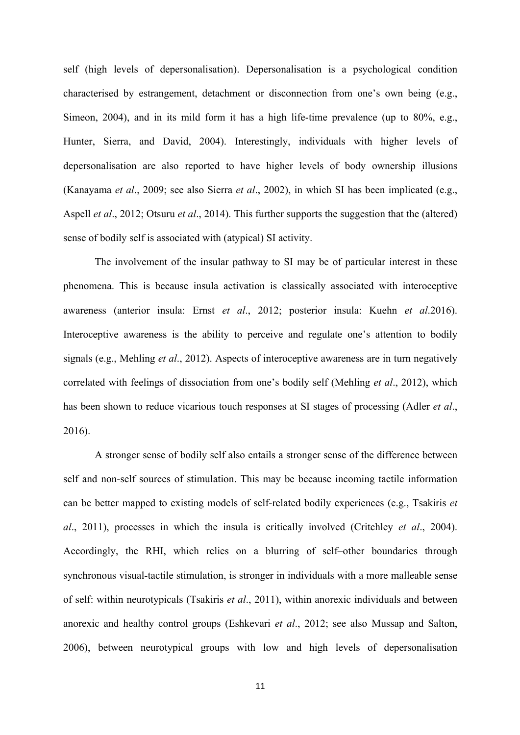self (high levels of depersonalisation). Depersonalisation is a psychological condition characterised by estrangement, detachment or disconnection from one's own being (e.g., Simeon, 2004), and in its mild form it has a high life-time prevalence (up to 80%, e.g., Hunter, Sierra, and David, 2004). Interestingly, individuals with higher levels of depersonalisation are also reported to have higher levels of body ownership illusions (Kanayama *et al*., 2009; see also Sierra *et al*., 2002), in which SI has been implicated (e.g., Aspell *et al*., 2012; Otsuru *et al*., 2014). This further supports the suggestion that the (altered) sense of bodily self is associated with (atypical) SI activity.

The involvement of the insular pathway to SI may be of particular interest in these phenomena. This is because insula activation is classically associated with interoceptive awareness (anterior insula: Ernst *et al*., 2012; posterior insula: Kuehn *et al*.2016). Interoceptive awareness is the ability to perceive and regulate one's attention to bodily signals (e.g., Mehling *et al*., 2012). Aspects of interoceptive awareness are in turn negatively correlated with feelings of dissociation from one's bodily self (Mehling *et al*., 2012), which has been shown to reduce vicarious touch responses at SI stages of processing (Adler *et al*., 2016).

A stronger sense of bodily self also entails a stronger sense of the difference between self and non-self sources of stimulation. This may be because incoming tactile information can be better mapped to existing models of self-related bodily experiences (e.g., Tsakiris *et al*., 2011), processes in which the insula is critically involved (Critchley *et al*., 2004). Accordingly, the RHI, which relies on a blurring of self–other boundaries through synchronous visual-tactile stimulation, is stronger in individuals with a more malleable sense of self: within neurotypicals (Tsakiris *et al*., 2011), within anorexic individuals and between anorexic and healthy control groups (Eshkevari *et al*., 2012; see also Mussap and Salton, 2006), between neurotypical groups with low and high levels of depersonalisation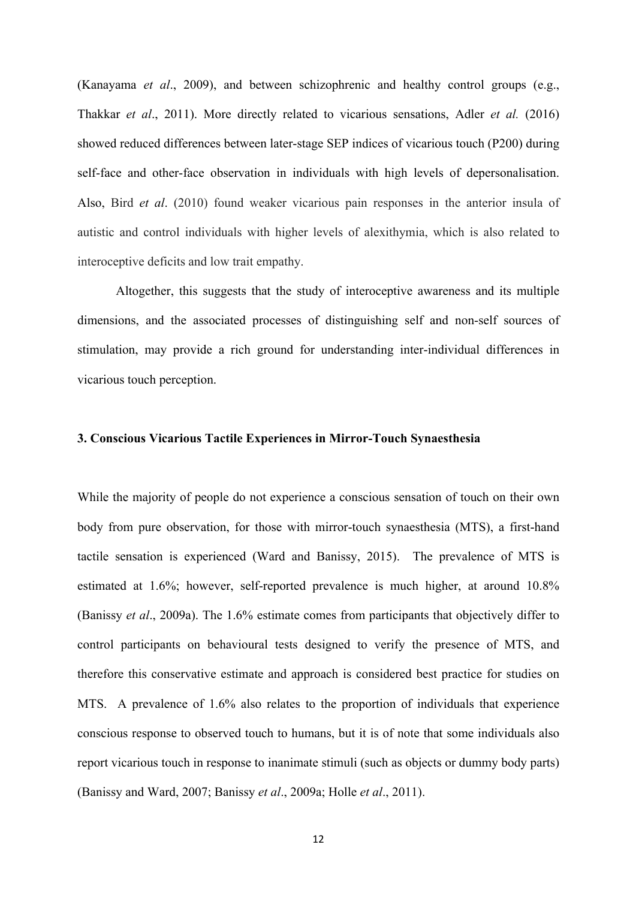(Kanayama *et al*., 2009), and between schizophrenic and healthy control groups (e.g., Thakkar *et al*., 2011). More directly related to vicarious sensations, Adler *et al.* (2016) showed reduced differences between later-stage SEP indices of vicarious touch (P200) during self-face and other-face observation in individuals with high levels of depersonalisation. Also, Bird *et al*. (2010) found weaker vicarious pain responses in the anterior insula of autistic and control individuals with higher levels of alexithymia, which is also related to interoceptive deficits and low trait empathy.

Altogether, this suggests that the study of interoceptive awareness and its multiple dimensions, and the associated processes of distinguishing self and non-self sources of stimulation, may provide a rich ground for understanding inter-individual differences in vicarious touch perception.

## 3. Conscious Vicarious Tactile Experiences in Mirror-Touch Synaesthesia

While the majority of people do not experience a conscious sensation of touch on their own body from pure observation, for those with mirror-touch synaesthesia (MTS), a first-hand tactile sensation is experienced (Ward and Banissy, 2015). The prevalence of MTS is estimated at 1.6%; however, self-reported prevalence is much higher, at around 10.8% (Banissy *et al*., 2009a). The 1.6% estimate comes from participants that objectively differ to control participants on behavioural tests designed to verify the presence of MTS, and therefore this conservative estimate and approach is considered best practice for studies on MTS. A prevalence of 1.6% also relates to the proportion of individuals that experience conscious response to observed touch to humans, but it is of note that some individuals also report vicarious touch in response to inanimate stimuli (such as objects or dummy body parts) (Banissy and Ward, 2007; Banissy *et al*., 2009a; Holle *et al*., 2011).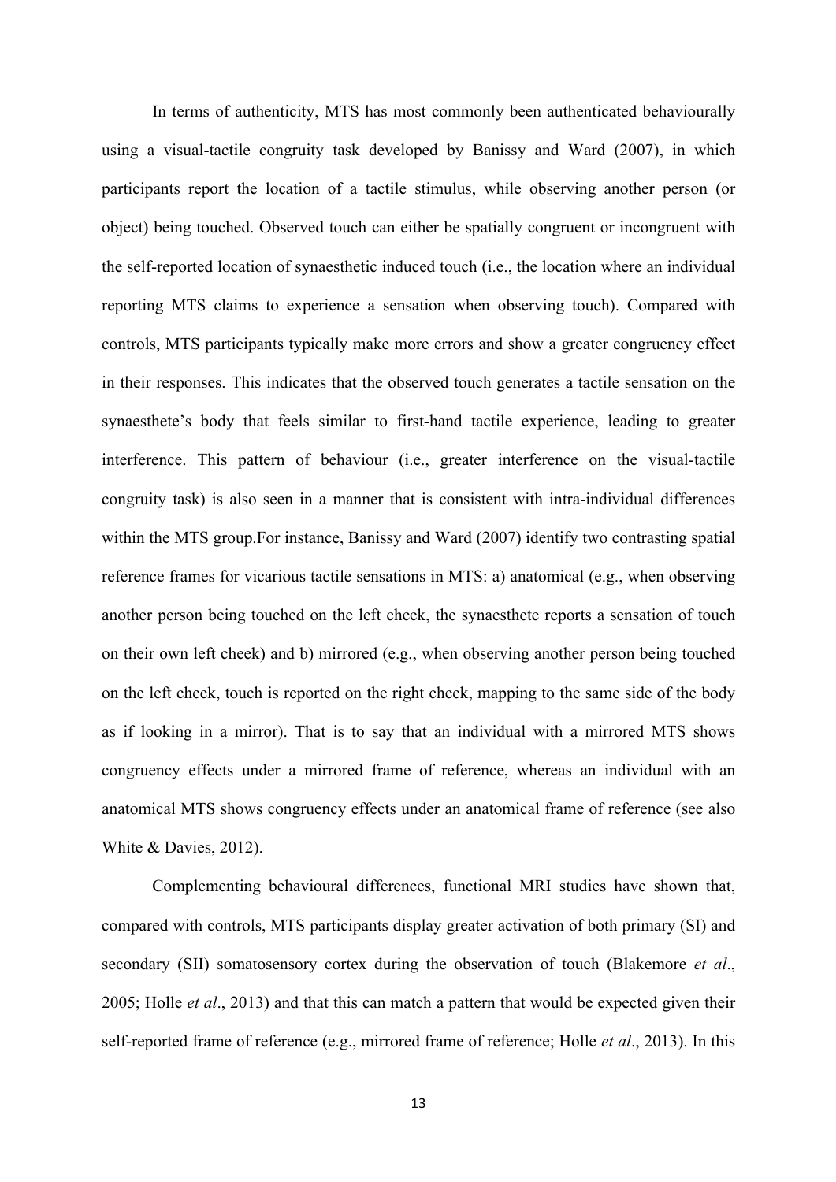In terms of authenticity, MTS has most commonly been authenticated behaviourally using a visual-tactile congruity task developed by Banissy and Ward (2007), in which participants report the location of a tactile stimulus, while observing another person (or object) being touched. Observed touch can either be spatially congruent or incongruent with the self-reported location of synaesthetic induced touch (i.e., the location where an individual reporting MTS claims to experience a sensation when observing touch). Compared with controls, MTS participants typically make more errors and show a greater congruency effect in their responses. This indicates that the observed touch generates a tactile sensation on the synaesthete's body that feels similar to first-hand tactile experience, leading to greater interference. This pattern of behaviour (i.e., greater interference on the visual-tactile congruity task) is also seen in a manner that is consistent with intra-individual differences within the MTS group.For instance, Banissy and Ward (2007) identify two contrasting spatial reference frames for vicarious tactile sensations in MTS: a) anatomical (e.g., when observing another person being touched on the left cheek, the synaesthete reports a sensation of touch on their own left cheek) and b) mirrored (e.g., when observing another person being touched on the left cheek, touch is reported on the right cheek, mapping to the same side of the body as if looking in a mirror). That is to say that an individual with a mirrored MTS shows congruency effects under a mirrored frame of reference, whereas an individual with an anatomical MTS shows congruency effects under an anatomical frame of reference (see also White & Davies, 2012).

Complementing behavioural differences, functional MRI studies have shown that, compared with controls, MTS participants display greater activation of both primary (SI) and secondary (SII) somatosensory cortex during the observation of touch (Blakemore *et al*., 2005; Holle *et al*., 2013) and that this can match a pattern that would be expected given their self-reported frame of reference (e.g., mirrored frame of reference; Holle *et al*., 2013). In this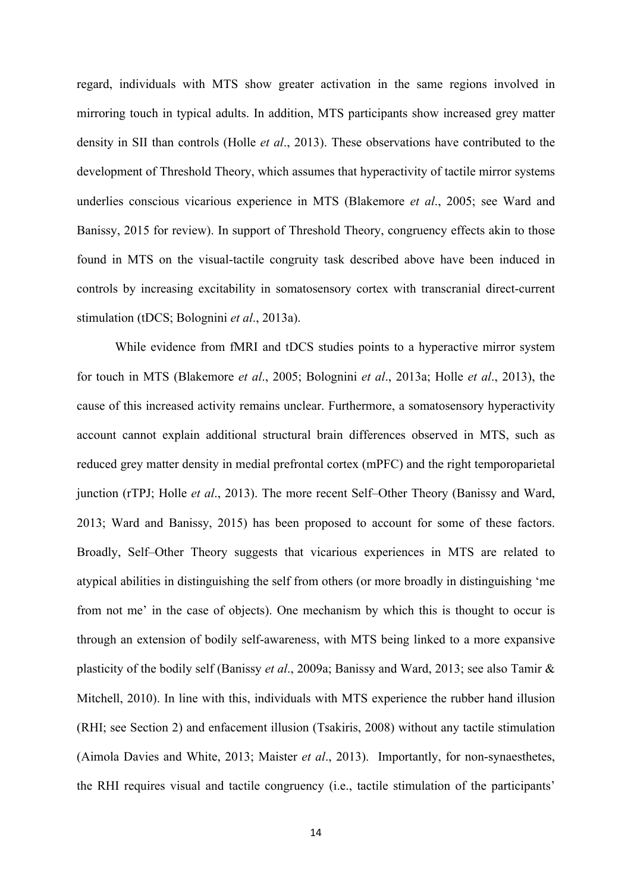regard, individuals with MTS show greater activation in the same regions involved in mirroring touch in typical adults. In addition, MTS participants show increased grey matter density in SII than controls (Holle *et al*., 2013). These observations have contributed to the development of Threshold Theory, which assumes that hyperactivity of tactile mirror systems underlies conscious vicarious experience in MTS (Blakemore *et al*., 2005; see Ward and Banissy, 2015 for review). In support of Threshold Theory, congruency effects akin to those found in MTS on the visual-tactile congruity task described above have been induced in controls by increasing excitability in somatosensory cortex with transcranial direct-current stimulation (tDCS; Bolognini *et al*., 2013a).

While evidence from fMRI and tDCS studies points to a hyperactive mirror system for touch in MTS (Blakemore *et al*., 2005; Bolognini *et al*., 2013a; Holle *et al*., 2013), the cause of this increased activity remains unclear. Furthermore, a somatosensory hyperactivity account cannot explain additional structural brain differences observed in MTS, such as reduced grey matter density in medial prefrontal cortex (mPFC) and the right temporoparietal junction (rTPJ; Holle *et al*., 2013). The more recent Self–Other Theory (Banissy and Ward, 2013; Ward and Banissy, 2015) has been proposed to account for some of these factors. Broadly, Self–Other Theory suggests that vicarious experiences in MTS are related to atypical abilities in distinguishing the self from others (or more broadly in distinguishing 'me from not me' in the case of objects). One mechanism by which this is thought to occur is through an extension of bodily self-awareness, with MTS being linked to a more expansive plasticity of the bodily self (Banissy *et al*., 2009a; Banissy and Ward, 2013; see also Tamir & Mitchell, 2010). In line with this, individuals with MTS experience the rubber hand illusion (RHI; see Section 2) and enfacement illusion (Tsakiris, 2008) without any tactile stimulation (Aimola Davies and White, 2013; Maister *et al*., 2013). Importantly, for non-synaesthetes, the RHI requires visual and tactile congruency (i.e., tactile stimulation of the participants'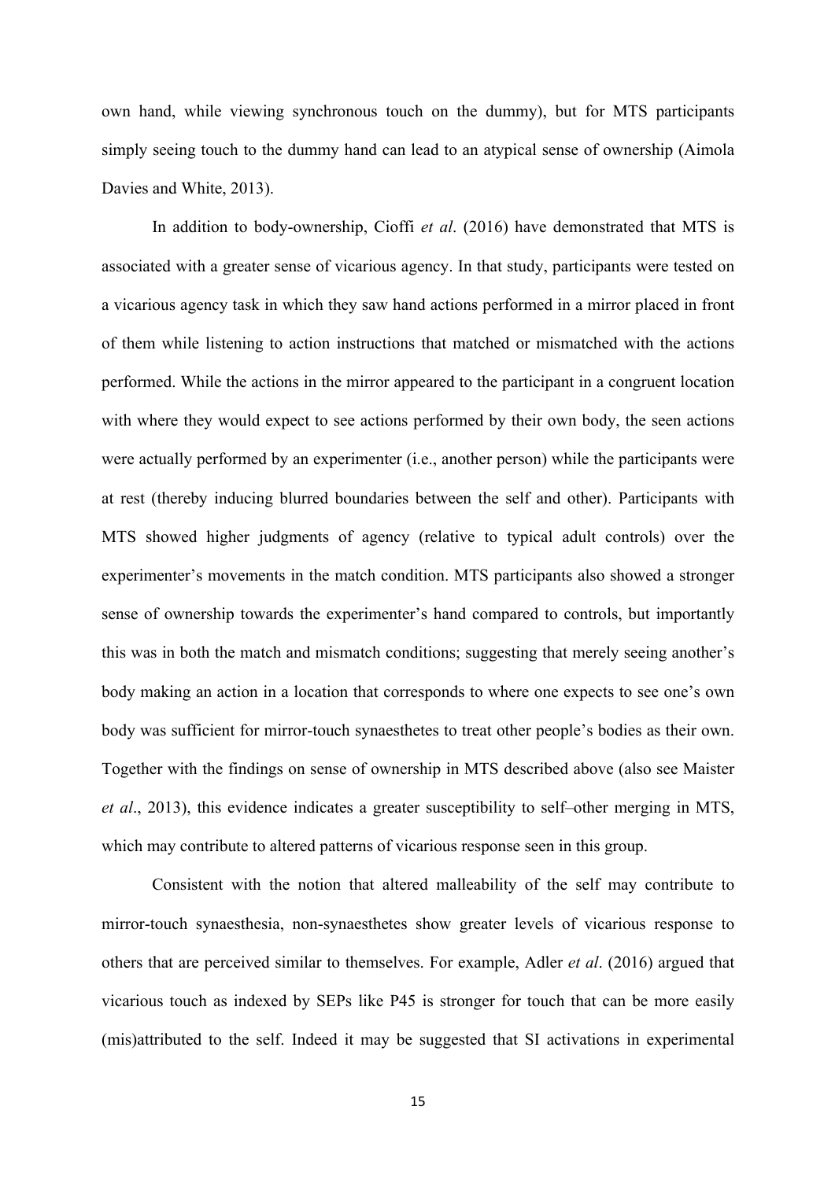own hand, while viewing synchronous touch on the dummy), but for MTS participants simply seeing touch to the dummy hand can lead to an atypical sense of ownership (Aimola Davies and White, 2013).

In addition to body-ownership, Cioffi *et al*. (2016) have demonstrated that MTS is associated with a greater sense of vicarious agency. In that study, participants were tested on a vicarious agency task in which they saw hand actions performed in a mirror placed in front of them while listening to action instructions that matched or mismatched with the actions performed. While the actions in the mirror appeared to the participant in a congruent location with where they would expect to see actions performed by their own body, the seen actions were actually performed by an experimenter (i.e., another person) while the participants were at rest (thereby inducing blurred boundaries between the self and other). Participants with MTS showed higher judgments of agency (relative to typical adult controls) over the experimenter's movements in the match condition. MTS participants also showed a stronger sense of ownership towards the experimenter's hand compared to controls, but importantly this was in both the match and mismatch conditions; suggesting that merely seeing another's body making an action in a location that corresponds to where one expects to see one's own body was sufficient for mirror-touch synaesthetes to treat other people's bodies as their own. Together with the findings on sense of ownership in MTS described above (also see Maister *et al*., 2013), this evidence indicates a greater susceptibility to self–other merging in MTS, which may contribute to altered patterns of vicarious response seen in this group.

Consistent with the notion that altered malleability of the self may contribute to mirror-touch synaesthesia, non-synaesthetes show greater levels of vicarious response to others that are perceived similar to themselves. For example, Adler *et al*. (2016) argued that vicarious touch as indexed by SEPs like P45 is stronger for touch that can be more easily (mis)attributed to the self. Indeed it may be suggested that SI activations in experimental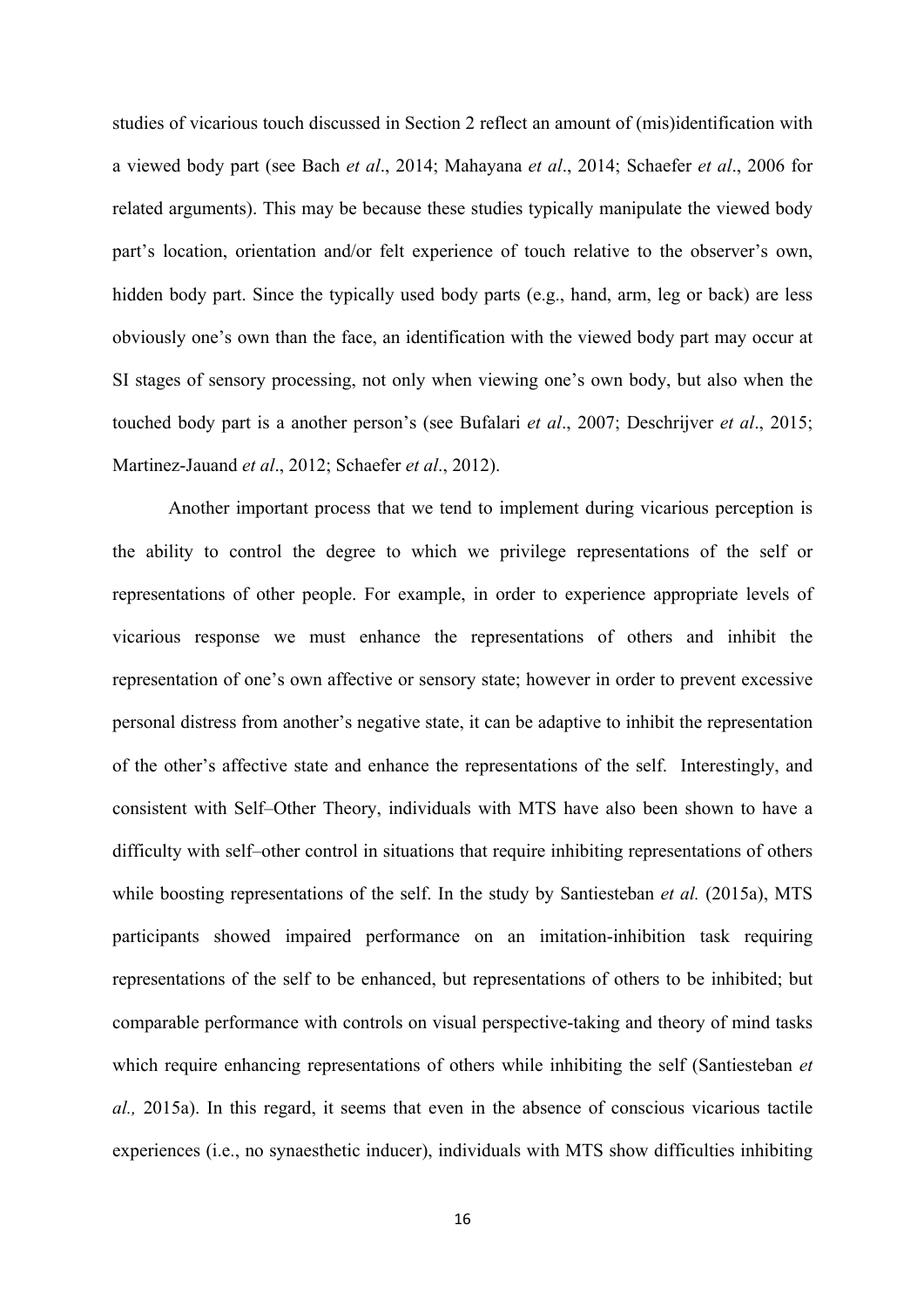studies of vicarious touch discussed in Section 2 reflect an amount of (mis)identification with a viewed body part (see Bach *et al*., 2014; Mahayana *et al*., 2014; Schaefer *et al*., 2006 for related arguments). This may be because these studies typically manipulate the viewed body part's location, orientation and/or felt experience of touch relative to the observer's own, hidden body part. Since the typically used body parts (e.g., hand, arm, leg or back) are less obviously one's own than the face, an identification with the viewed body part may occur at SI stages of sensory processing, not only when viewing one's own body, but also when the touched body part is a another person's (see Bufalari *et al*., 2007; Deschrijver *et al*., 2015; Martinez-Jauand *et al*., 2012; Schaefer *et al*., 2012).

Another important process that we tend to implement during vicarious perception is the ability to control the degree to which we privilege representations of the self or representations of other people. For example, in order to experience appropriate levels of vicarious response we must enhance the representations of others and inhibit the representation of one's own affective or sensory state; however in order to prevent excessive personal distress from another's negative state, it can be adaptive to inhibit the representation of the other's affective state and enhance the representations of the self. Interestingly, and consistent with Self–Other Theory, individuals with MTS have also been shown to have a difficulty with self–other control in situations that require inhibiting representations of others while boosting representations of the self. In the study by Santiesteban *et al.* (2015a), MTS participants showed impaired performance on an imitation-inhibition task requiring representations of the self to be enhanced, but representations of others to be inhibited; but comparable performance with controls on visual perspective-taking and theory of mind tasks which require enhancing representations of others while inhibiting the self (Santiesteban *et al.,* 2015a). In this regard, it seems that even in the absence of conscious vicarious tactile experiences (i.e., no synaesthetic inducer), individuals with MTS show difficulties inhibiting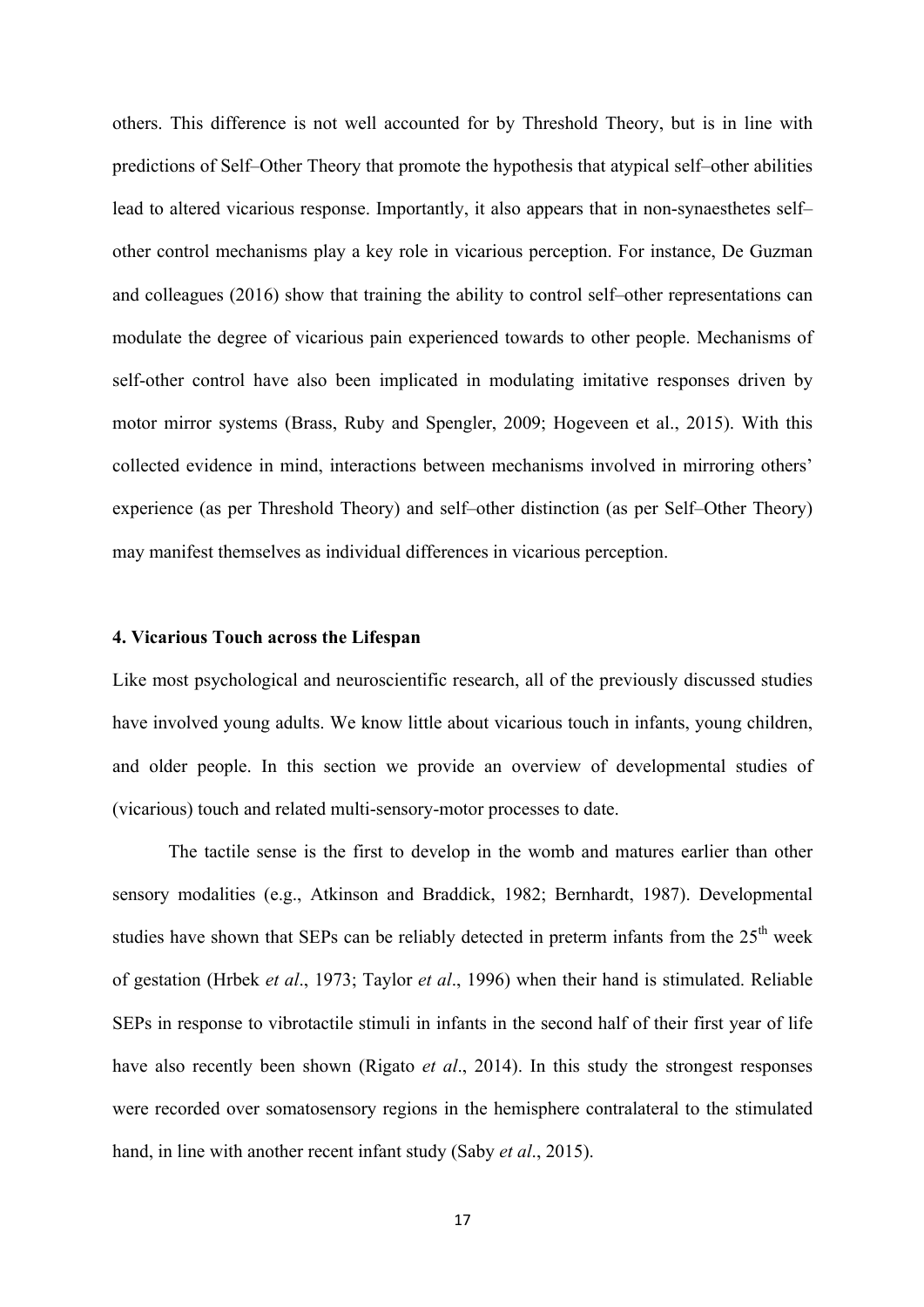others. This difference is not well accounted for by Threshold Theory, but is in line with predictions of Self–Other Theory that promote the hypothesis that atypical self–other abilities lead to altered vicarious response. Importantly, it also appears that in non-synaesthetes self–other control mechanisms play a key role in vicarious perception. For instance, De Guzman and colleagues (2016) show that training the ability to control self–other representations can modulate the degree of vicarious pain experienced towards to other people. Mechanisms of self-other control have also been implicated in modulating imitative responses driven by motor mirror systems (Brass, Ruby and Spengler, 2009; Hogeveen et al., 2015). With this collected evidence in mind, interactions between mechanisms involved in mirroring others' experience (as per Threshold Theory) and self–other distinction (as per Self–Other Theory) may manifest themselves as individual differences in vicarious perception.

### 4. Vicarious Touch across the Lifespan

Like most psychological and neuroscientific research, all of the previously discussed studies have involved young adults. We know little about vicarious touch in infants, young children, and older people. In this section we provide an overview of developmental studies of (vicarious) touch and related multi-sensory-motor processes to date.

The tactile sense is the first to develop in the womb and matures earlier than other sensory modalities (e.g., Atkinson and Braddick, 1982; Bernhardt, 1987). Developmental studies have shown that SEPs can be reliably detected in preterm infants from the 25th week of gestation (Hrbek *et al*., 1973; Taylor *et al*., 1996) when their hand is stimulated. Reliable SEPs in response to vibrotactile stimuli in infants in the second half of their first year of life have also recently been shown (Rigato *et al*., 2014). In this study the strongest responses were recorded over somatosensory regions in the hemisphere contralateral to the stimulated hand, in line with another recent infant study (Saby *et al*., 2015).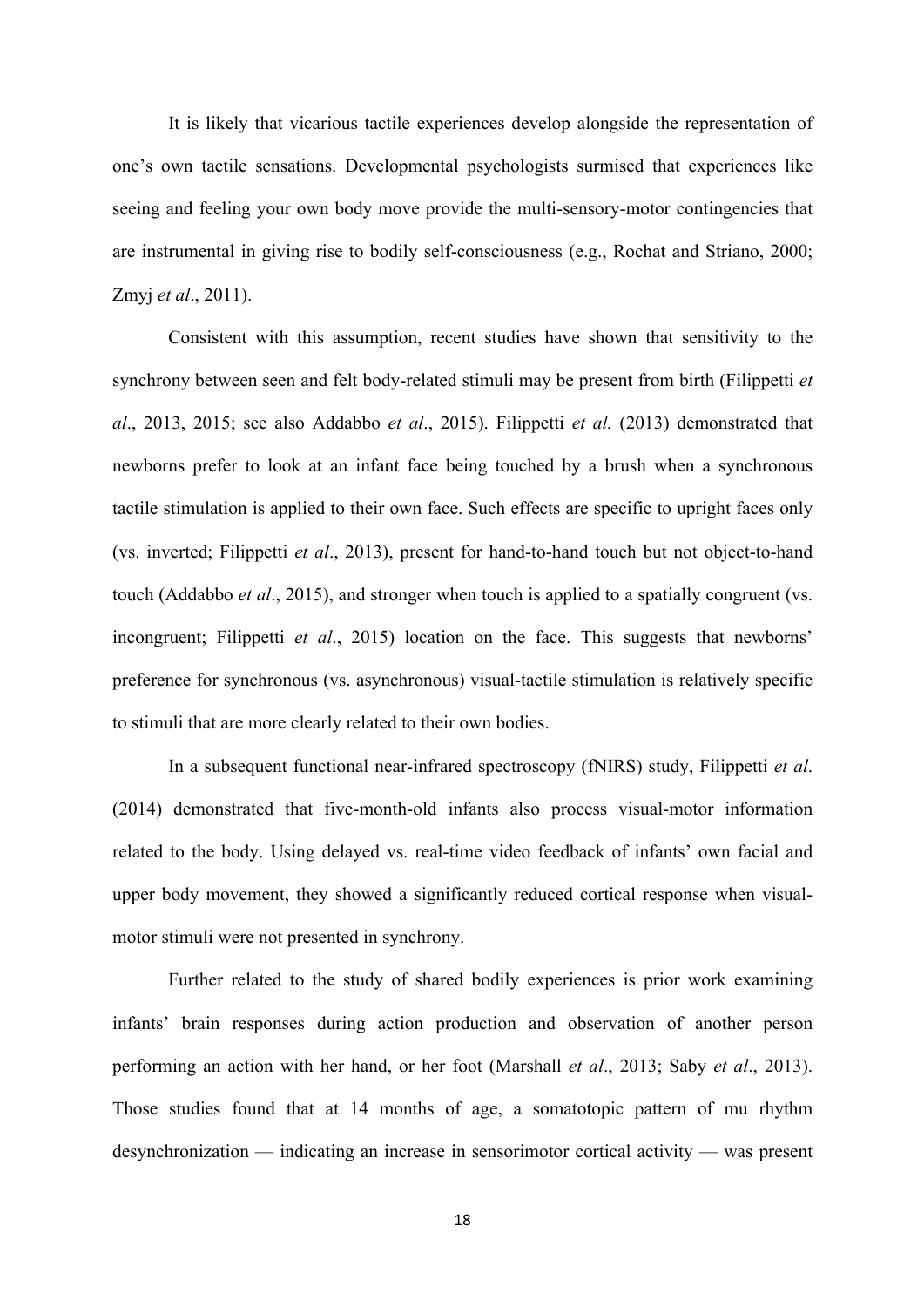It is likely that vicarious tactile experiences develop alongside the representation of one's own tactile sensations. Developmental psychologists surmised that experiences like seeing and feeling your own body move provide the multi-sensory-motor contingencies that are instrumental in giving rise to bodily self-consciousness (e.g., Rochat and Striano, 2000; Zmyj *et al*., 2011).

Consistent with this assumption, recent studies have shown that sensitivity to the synchrony between seen and felt body-related stimuli may be present from birth (Filippetti *et al*., 2013, 2015; see also Addabbo *et al*., 2015). Filippetti *et al.* (2013) demonstrated that newborns prefer to look at an infant face being touched by a brush when a synchronous tactile stimulation is applied to their own face. Such effects are specific to upright faces only (vs. inverted; Filippetti *et al*., 2013), present for hand-to-hand touch but not object-to-hand touch (Addabbo *et al*., 2015), and stronger when touch is applied to a spatially congruent (vs. incongruent; Filippetti *et al*., 2015) location on the face. This suggests that newborns' preference for synchronous (vs. asynchronous) visual-tactile stimulation is relatively specific to stimuli that are more clearly related to their own bodies.

In a subsequent functional near-infrared spectroscopy (fNIRS) study, Filippetti *et al*. (2014) demonstrated that five-month-old infants also process visual-motor information related to the body. Using delayed vs. real-time video feedback of infants' own facial and upper body movement, they showed a significantly reduced cortical response when visual-motor stimuli were not presented in synchrony.

Further related to the study of shared bodily experiences is prior work examining infants' brain responses during action production and observation of another person performing an action with her hand, or her foot (Marshall *et al*., 2013; Saby *et al*., 2013). Those studies found that at 14 months of age, a somatotopic pattern of mu rhythm desynchronization — indicating an increase in sensorimotor cortical activity — was present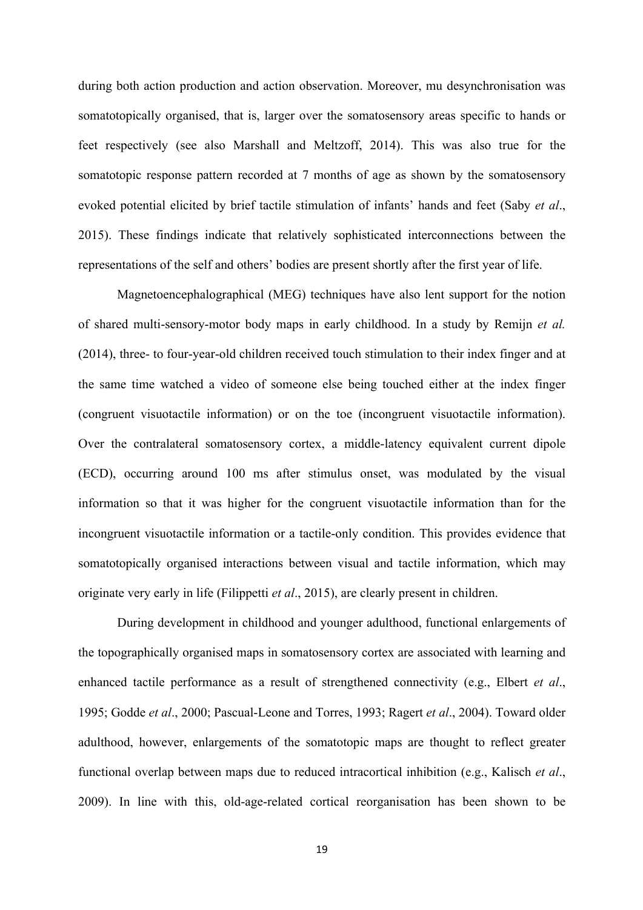during both action production and action observation. Moreover, mu desynchronisation was somatotopically organised, that is, larger over the somatosensory areas specific to hands or feet respectively (see also Marshall and Meltzoff, 2014). This was also true for the somatotopic response pattern recorded at 7 months of age as shown by the somatosensory evoked potential elicited by brief tactile stimulation of infants' hands and feet (Saby *et al*., 2015). These findings indicate that relatively sophisticated interconnections between the representations of the self and others' bodies are present shortly after the first year of life.

Magnetoencephalographical (MEG) techniques have also lent support for the notion of shared multi-sensory-motor body maps in early childhood. In a study by Remijn *et al.* (2014), three- to four-year-old children received touch stimulation to their index finger and at the same time watched a video of someone else being touched either at the index finger (congruent visuotactile information) or on the toe (incongruent visuotactile information). Over the contralateral somatosensory cortex, a middle-latency equivalent current dipole (ECD), occurring around 100 ms after stimulus onset, was modulated by the visual information so that it was higher for the congruent visuotactile information than for the incongruent visuotactile information or a tactile-only condition. This provides evidence that somatotopically organised interactions between visual and tactile information, which may originate very early in life (Filippetti *et al*., 2015), are clearly present in children.

During development in childhood and younger adulthood, functional enlargements of the topographically organised maps in somatosensory cortex are associated with learning and enhanced tactile performance as a result of strengthened connectivity (e.g., Elbert *et al*., 1995; Godde *et al*., 2000; Pascual-Leone and Torres, 1993; Ragert *et al*., 2004). Toward older adulthood, however, enlargements of the somatotopic maps are thought to reflect greater functional overlap between maps due to reduced intracortical inhibition (e.g., Kalisch *et al*., 2009). In line with this, old-age-related cortical reorganisation has been shown to be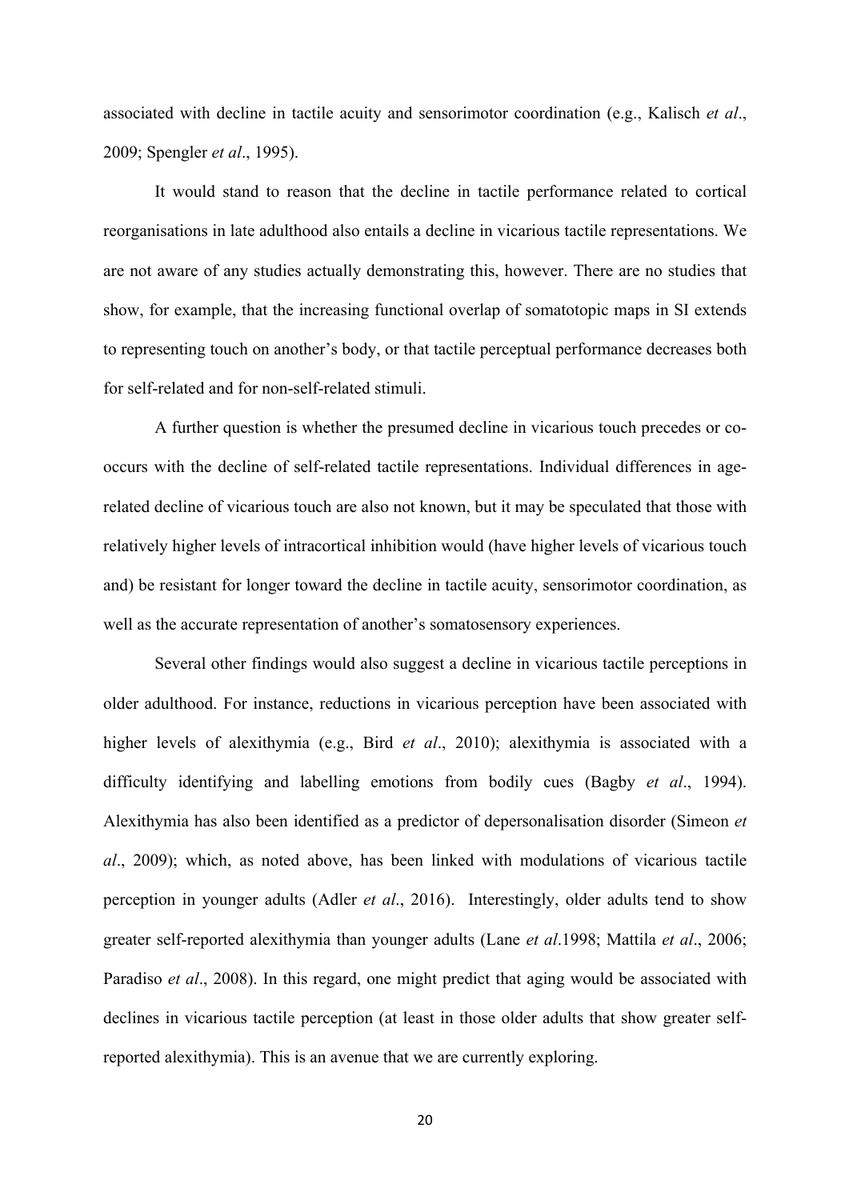associated with decline in tactile acuity and sensorimotor coordination (e.g., Kalisch *et al*., 2009; Spengler *et al*., 1995).

It would stand to reason that the decline in tactile performance related to cortical reorganisations in late adulthood also entails a decline in vicarious tactile representations. We are not aware of any studies actually demonstrating this, however. There are no studies that show, for example, that the increasing functional overlap of somatotopic maps in SI extends to representing touch on another's body, or that tactile perceptual performance decreases both for self-related and for non-self-related stimuli.

A further question is whether the presumed decline in vicarious touch precedes or co-occurs with the decline of self-related tactile representations. Individual differences in age-related decline of vicarious touch are also not known, but it may be speculated that those with relatively higher levels of intracortical inhibition would (have higher levels of vicarious touch and) be resistant for longer toward the decline in tactile acuity, sensorimotor coordination, as well as the accurate representation of another's somatosensory experiences.

Several other findings would also suggest a decline in vicarious tactile perceptions in older adulthood. For instance, reductions in vicarious perception have been associated with higher levels of alexithymia (e.g., Bird *et al*., 2010); alexithymia is associated with a difficulty identifying and labelling emotions from bodily cues (Bagby *et al*., 1994). Alexithymia has also been identified as a predictor of depersonalisation disorder (Simeon *et al*., 2009); which, as noted above, has been linked with modulations of vicarious tactile perception in younger adults (Adler *et al*., 2016). Interestingly, older adults tend to show greater self-reported alexithymia than younger adults (Lane *et al*.1998; Mattila *et al*., 2006; Paradiso *et al*., 2008). In this regard, one might predict that aging would be associated with declines in vicarious tactile perception (at least in those older adults that show greater self-reported alexithymia). This is an avenue that we are currently exploring.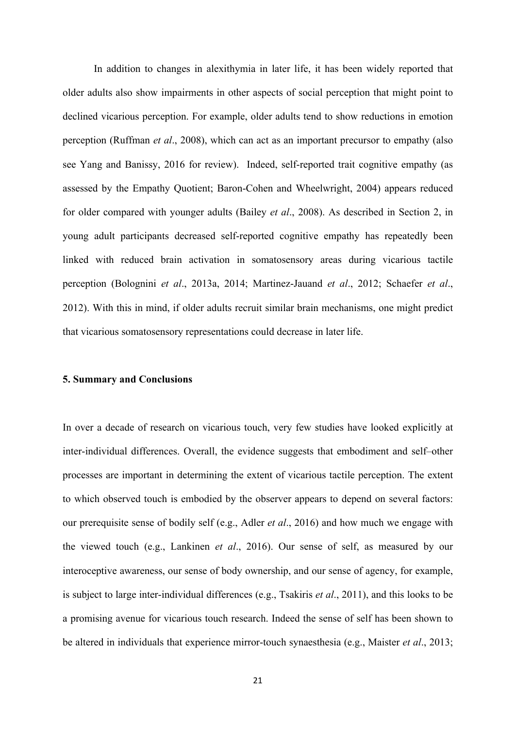In addition to changes in alexithymia in later life, it has been widely reported that older adults also show impairments in other aspects of social perception that might point to declined vicarious perception. For example, older adults tend to show reductions in emotion perception (Ruffman *et al*., 2008), which can act as an important precursor to empathy (also see Yang and Banissy, 2016 for review). Indeed, self-reported trait cognitive empathy (as assessed by the Empathy Quotient; Baron-Cohen and Wheelwright, 2004) appears reduced for older compared with younger adults (Bailey *et al*., 2008). As described in Section 2, in young adult participants decreased self-reported cognitive empathy has repeatedly been linked with reduced brain activation in somatosensory areas during vicarious tactile perception (Bolognini *et al*., 2013a, 2014; Martinez-Jauand *et al*., 2012; Schaefer *et al*., 2012). With this in mind, if older adults recruit similar brain mechanisms, one might predict that vicarious somatosensory representations could decrease in later life.

**5. Summary and Conclusions**

In over a decade of research on vicarious touch, very few studies have looked explicitly at inter-individual differences. Overall, the evidence suggests that embodiment and self–other processes are important in determining the extent of vicarious tactile perception. The extent to which observed touch is embodied by the observer appears to depend on several factors: our prerequisite sense of bodily self (e.g., Adler *et al*., 2016) and how much we engage with the viewed touch (e.g., Lankinen *et al*., 2016). Our sense of self, as measured by our interoceptive awareness, our sense of body ownership, and our sense of agency, for example, is subject to large inter-individual differences (e.g., Tsakiris *et al*., 2011), and this looks to be a promising avenue for vicarious touch research. Indeed the sense of self has been shown to be altered in individuals that experience mirror-touch synaesthesia (e.g., Maister *et al*., 2013;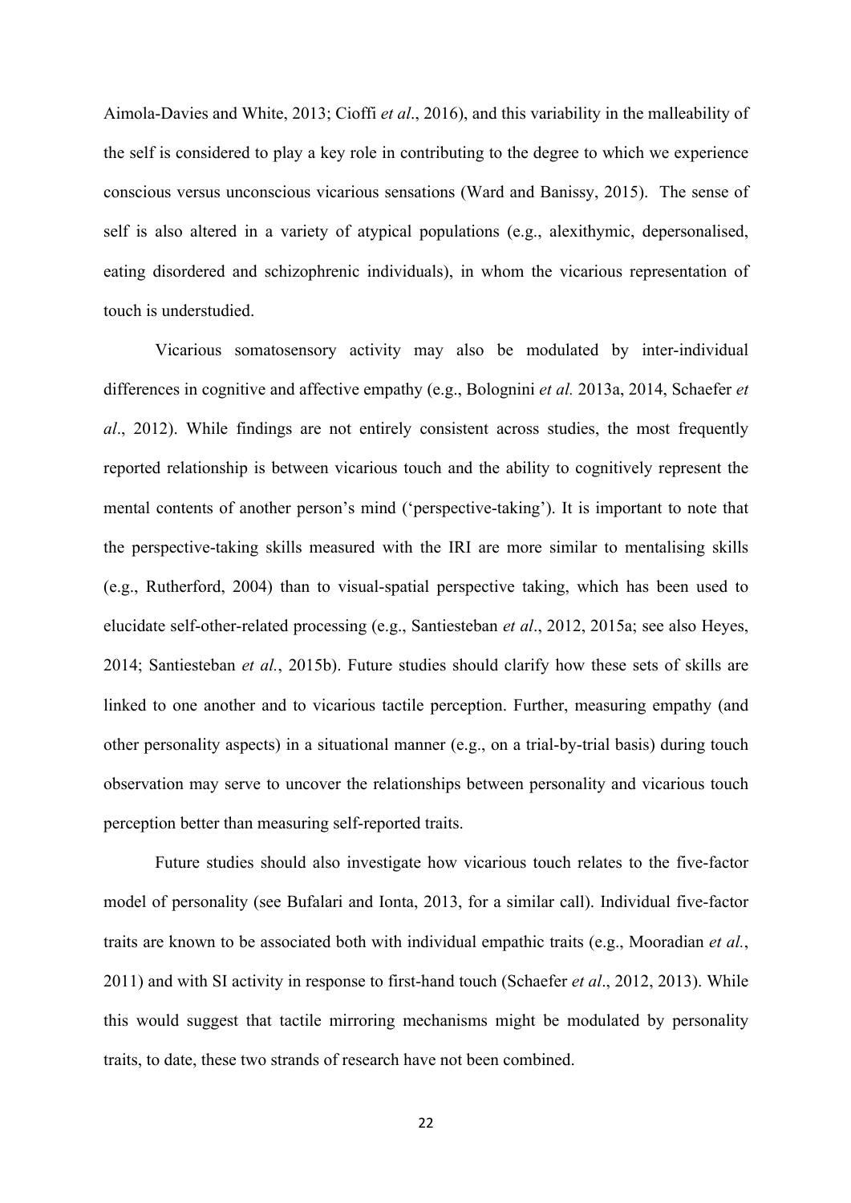Aimola-Davies and White, 2013; Cioffi *et al*., 2016), and this variability in the malleability of the self is considered to play a key role in contributing to the degree to which we experience conscious versus unconscious vicarious sensations (Ward and Banissy, 2015). The sense of self is also altered in a variety of atypical populations (e.g., alexithymic, depersonalised, eating disordered and schizophrenic individuals), in whom the vicarious representation of touch is understudied.

Vicarious somatosensory activity may also be modulated by inter-individual differences in cognitive and affective empathy (e.g., Bolognini *et al.* 2013a, 2014, Schaefer *et al*., 2012). While findings are not entirely consistent across studies, the most frequently reported relationship is between vicarious touch and the ability to cognitively represent the mental contents of another person's mind ('perspective-taking'). It is important to note that the perspective-taking skills measured with the IRI are more similar to mentalising skills (e.g., Rutherford, 2004) than to visual-spatial perspective taking, which has been used to elucidate self-other-related processing (e.g., Santiesteban *et al*., 2012, 2015a; see also Heyes, 2014; Santiesteban *et al.*, 2015b). Future studies should clarify how these sets of skills are linked to one another and to vicarious tactile perception. Further, measuring empathy (and other personality aspects) in a situational manner (e.g., on a trial-by-trial basis) during touch observation may serve to uncover the relationships between personality and vicarious touch perception better than measuring self-reported traits.

Future studies should also investigate how vicarious touch relates to the five-factor model of personality (see Bufalari and Ionta, 2013, for a similar call). Individual five-factor traits are known to be associated both with individual empathic traits (e.g., Mooradian *et al.*, 2011) and with SI activity in response to first-hand touch (Schaefer *et al*., 2012, 2013). While this would suggest that tactile mirroring mechanisms might be modulated by personality traits, to date, these two strands of research have not been combined.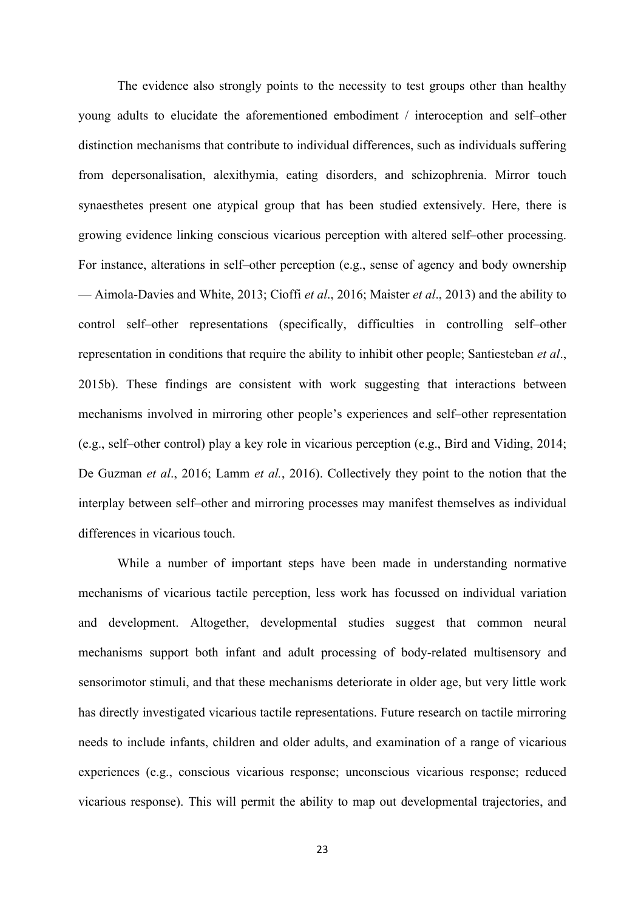The evidence also strongly points to the necessity to test groups other than healthy young adults to elucidate the aforementioned embodiment / interoception and self–other distinction mechanisms that contribute to individual differences, such as individuals suffering from depersonalisation, alexithymia, eating disorders, and schizophrenia. Mirror touch synaesthetes present one atypical group that has been studied extensively. Here, there is growing evidence linking conscious vicarious perception with altered self–other processing. For instance, alterations in self–other perception (e.g., sense of agency and body ownership — Aimola-Davies and White, 2013; Cioffi *et al*., 2016; Maister *et al*., 2013) and the ability to control self–other representations (specifically, difficulties in controlling self–other representation in conditions that require the ability to inhibit other people; Santiesteban *et al*., 2015b). These findings are consistent with work suggesting that interactions between mechanisms involved in mirroring other people's experiences and self–other representation (e.g., self–other control) play a key role in vicarious perception (e.g., Bird and Viding, 2014; De Guzman *et al*., 2016; Lamm *et al.*, 2016). Collectively they point to the notion that the interplay between self–other and mirroring processes may manifest themselves as individual differences in vicarious touch.

While a number of important steps have been made in understanding normative mechanisms of vicarious tactile perception, less work has focussed on individual variation and development. Altogether, developmental studies suggest that common neural mechanisms support both infant and adult processing of body-related multisensory and sensorimotor stimuli, and that these mechanisms deteriorate in older age, but very little work has directly investigated vicarious tactile representations. Future research on tactile mirroring needs to include infants, children and older adults, and examination of a range of vicarious experiences (e.g., conscious vicarious response; unconscious vicarious response; reduced vicarious response). This will permit the ability to map out developmental trajectories, and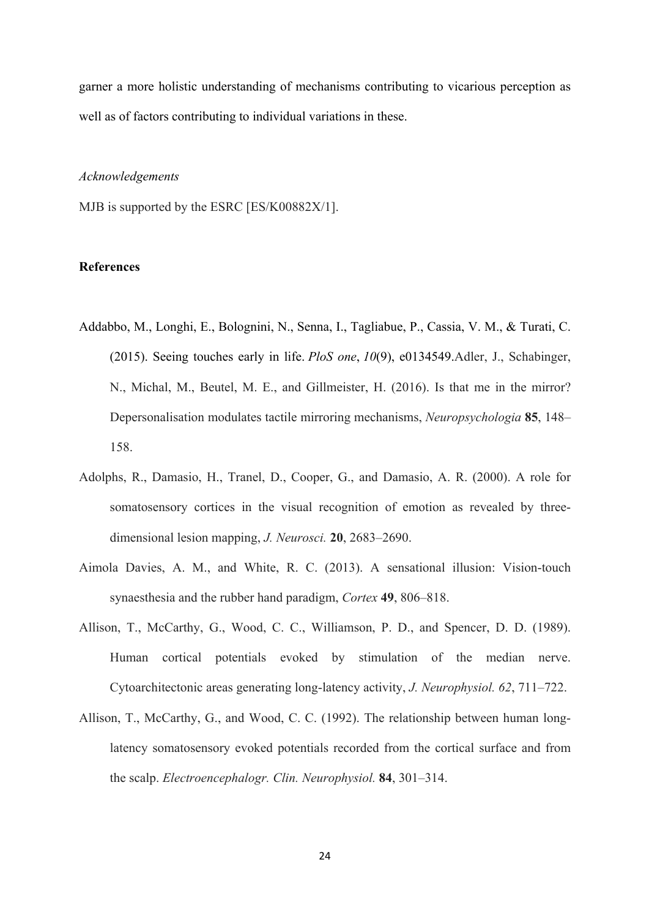garner a more holistic understanding of mechanisms contributing to vicarious perception as well as of factors contributing to individual variations in these.

*Acknowledgements*

MJB is supported by the ESRC [ES/K00882X/1].

**References**

Addabbo, M., Longhi, E., Bolognini, N., Senna, I., Tagliabue, P., Cassia, V. M., & Turati, C. (2015). Seeing touches early in life. *PloS one*, *10*(9), e0134549.Adler, J., Schabinger, N., Michal, M., Beutel, M. E., and Gillmeister, H. (2016). Is that me in the mirror? Depersonalisation modulates tactile mirroring mechanisms, *Neuropsychologia* **85**, 148–158.

Adolphs, R., Damasio, H., Tranel, D., Cooper, G., and Damasio, A. R. (2000). A role for somatosensory cortices in the visual recognition of emotion as revealed by three-dimensional lesion mapping, *J. Neurosci.* **20**, 2683–2690.

Aimola Davies, A. M., and White, R. C. (2013). A sensational illusion: Vision-touch synaesthesia and the rubber hand paradigm, *Cortex* **49**, 806–818.

Allison, T., McCarthy, G., Wood, C. C., Williamson, P. D., and Spencer, D. D. (1989). Human cortical potentials evoked by stimulation of the median nerve. Cytoarchitectonic areas generating long-latency activity, *J. Neurophysiol. 62*, 711–722.

Allison, T., McCarthy, G., and Wood, C. C. (1992). The relationship between human long-latency somatosensory evoked potentials recorded from the cortical surface and from the scalp. *Electroencephalogr. Clin. Neurophysiol.* **84**, 301–314.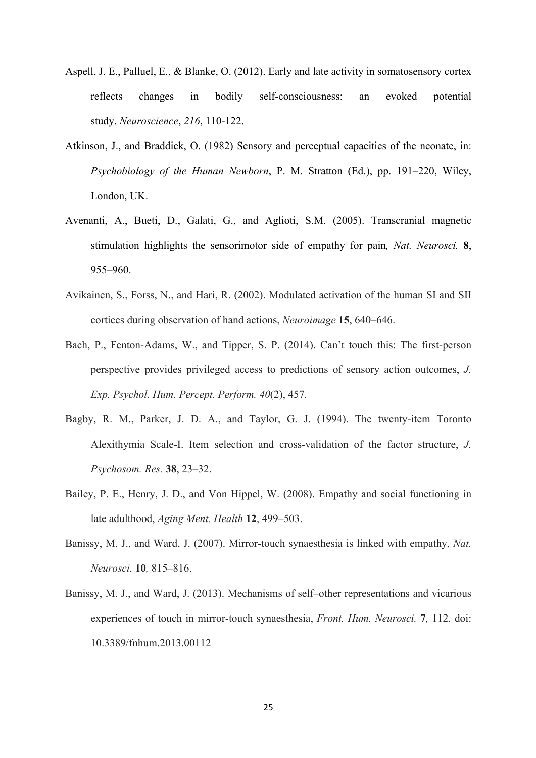Aspell, J. E., Palluel, E., & Blanke, O. (2012). Early and late activity in somatosensory cortex reflects changes in bodily self-consciousness: an evoked potential study. *Neuroscience*, *216*, 110-122.

Atkinson, J., and Braddick, O. (1982) Sensory and perceptual capacities of the neonate, in: *Psychobiology of the Human Newborn*, P. M. Stratton (Ed.), pp. 191–220, Wiley, London, UK.

Avenanti, A., Bueti, D., Galati, G., and Aglioti, S.M. (2005). Transcranial magnetic stimulation highlights the sensorimotor side of empathy for pain*, Nat. Neurosci.* **8**, 955–960.

Avikainen, S., Forss, N., and Hari, R. (2002). Modulated activation of the human SI and SII cortices during observation of hand actions, *Neuroimage* **15**, 640–646.

Bach, P., Fenton-Adams, W., and Tipper, S. P. (2014). Can't touch this: The first-person perspective provides privileged access to predictions of sensory action outcomes, *J. Exp. Psychol. Hum. Percept. Perform. 40*(2), 457.

Bagby, R. M., Parker, J. D. A., and Taylor, G. J. (1994). The twenty-item Toronto Alexithymia Scale-I. Item selection and cross-validation of the factor structure, *J. Psychosom. Res.* **38**, 23–32.

Bailey, P. E., Henry, J. D., and Von Hippel, W. (2008). Empathy and social functioning in late adulthood, *Aging Ment. Health* **12**, 499–503.

Banissy, M. J., and Ward, J. (2007). Mirror-touch synaesthesia is linked with empathy, *Nat. Neurosci.* **10***,* 815–816.

Banissy, M. J., and Ward, J. (2013). Mechanisms of self–other representations and vicarious experiences of touch in mirror-touch synaesthesia, *Front. Hum. Neurosci.* **7***,* 112. doi: 10.3389/fnhum.2013.00112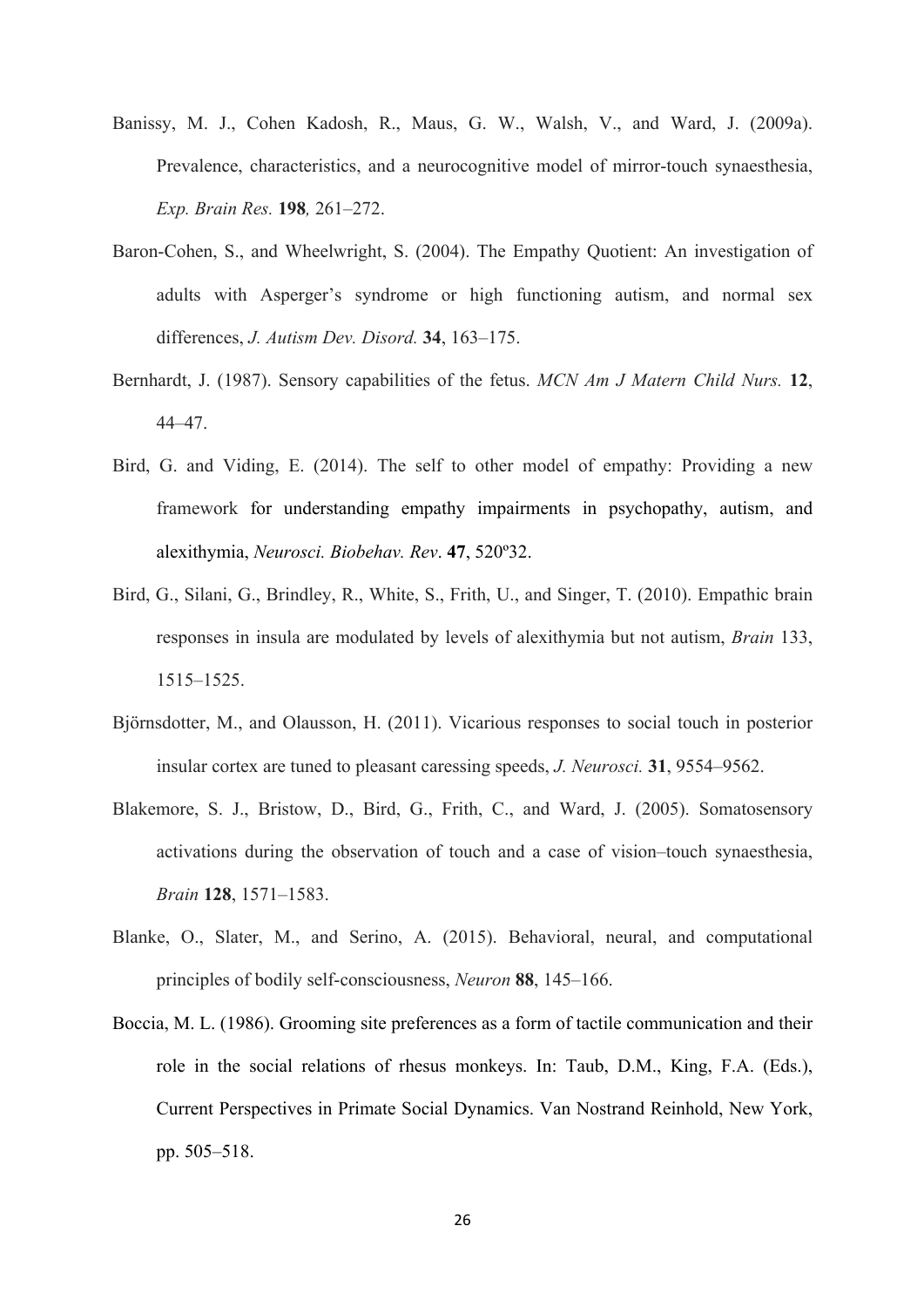Banissy, M. J., Cohen Kadosh, R., Maus, G. W., Walsh, V., and Ward, J. (2009a). Prevalence, characteristics, and a neurocognitive model of mirror-touch synaesthesia, *Exp. Brain Res.* **198***,* 261–272.

Baron-Cohen, S., and Wheelwright, S. (2004). The Empathy Quotient: An investigation of adults with Asperger's syndrome or high functioning autism, and normal sex differences, *J. Autism Dev. Disord.* **34**, 163–175.

Bernhardt, J. (1987). Sensory capabilities of the fetus. *MCN Am J Matern Child Nurs.* **12**, 44–47.

Bird, G. and Viding, E. (2014). The self to other model of empathy: Providing a new framework for understanding empathy impairments in psychopathy, autism, and alexithymia, *Neurosci. Biobehav. Rev*. **47**, 520º32.

Bird, G., Silani, G., Brindley, R., White, S., Frith, U., and Singer, T. (2010). Empathic brain responses in insula are modulated by levels of alexithymia but not autism, *Brain* 133, 1515–1525.

Björnsdotter, M., and Olausson, H. (2011). Vicarious responses to social touch in posterior insular cortex are tuned to pleasant caressing speeds, *J. Neurosci.* **31**, 9554–9562.

Blakemore, S. J., Bristow, D., Bird, G., Frith, C., and Ward, J. (2005). Somatosensory activations during the observation of touch and a case of vision–touch synaesthesia, *Brain* **128**, 1571–1583.

Blanke, O., Slater, M., and Serino, A. (2015). Behavioral, neural, and computational principles of bodily self-consciousness, *Neuron* **88**, 145–166.

Boccia, M. L. (1986). Grooming site preferences as a form of tactile communication and their role in the social relations of rhesus monkeys. In: Taub, D.M., King, F.A. (Eds.), Current Perspectives in Primate Social Dynamics. Van Nostrand Reinhold, New York, pp. 505–518.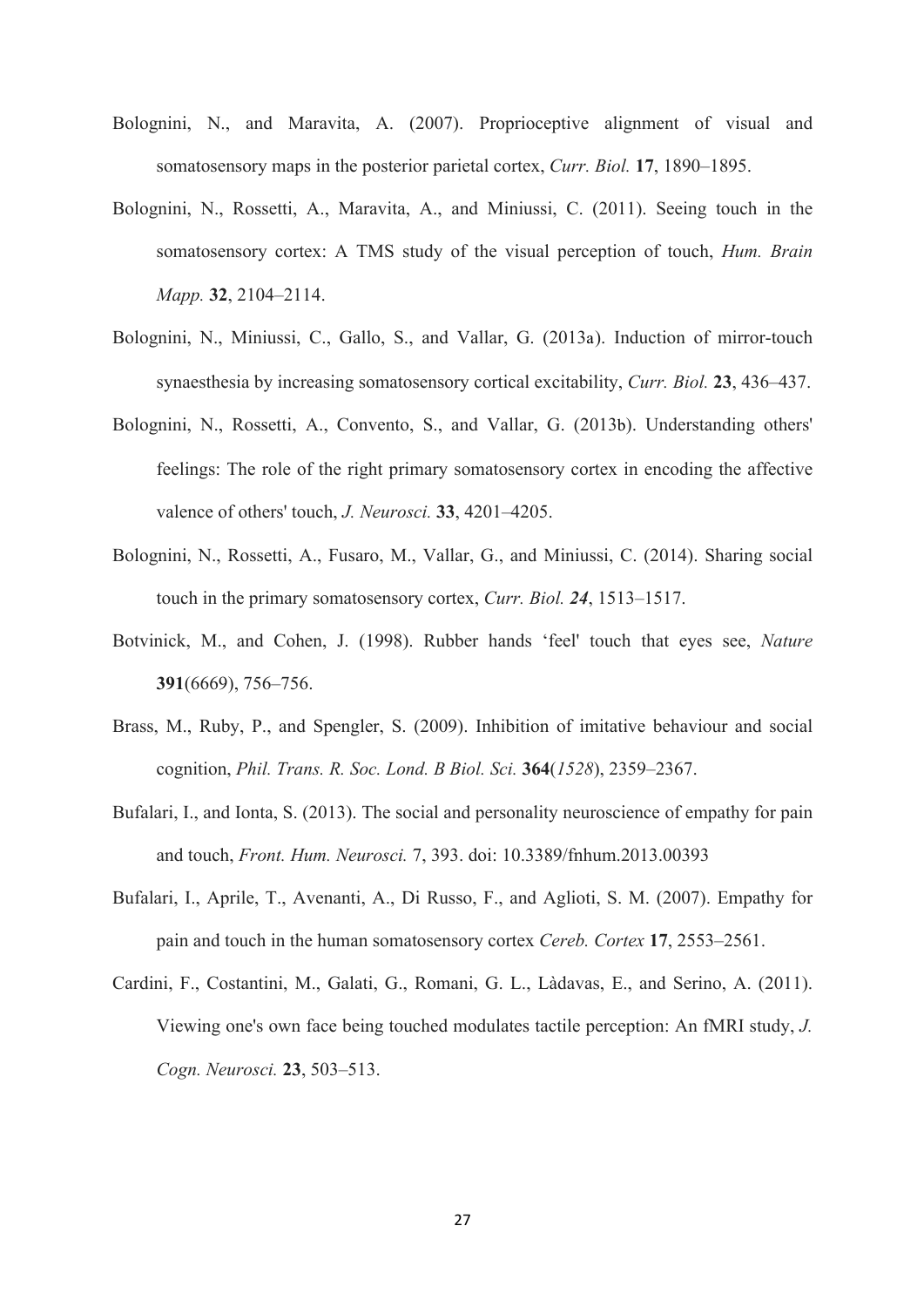Bolognini, N., and Maravita, A. (2007). Proprioceptive alignment of visual and somatosensory maps in the posterior parietal cortex, *Curr. Biol.* **17**, 1890–1895.

Bolognini, N., Rossetti, A., Maravita, A., and Miniussi, C. (2011). Seeing touch in the somatosensory cortex: A TMS study of the visual perception of touch, *Hum. Brain Mapp.* **32**, 2104–2114.

Bolognini, N., Miniussi, C., Gallo, S., and Vallar, G. (2013a). Induction of mirror-touch synaesthesia by increasing somatosensory cortical excitability, *Curr. Biol.* **23**, 436–437.

Bolognini, N., Rossetti, A., Convento, S., and Vallar, G. (2013b). Understanding others' feelings: The role of the right primary somatosensory cortex in encoding the affective valence of others' touch, *J. Neurosci.* **33**, 4201–4205.

Bolognini, N., Rossetti, A., Fusaro, M., Vallar, G., and Miniussi, C. (2014). Sharing social touch in the primary somatosensory cortex, *Curr. Biol.* ***24***, 1513–1517.

Botvinick, M., and Cohen, J. (1998). Rubber hands 'feel' touch that eyes see, *Nature* **391**(6669), 756–756.

Brass, M., Ruby, P., and Spengler, S. (2009). Inhibition of imitative behaviour and social cognition, *Phil. Trans. R. Soc. Lond. B Biol. Sci.* **364**(*1528*), 2359–2367.

Bufalari, I., and Ionta, S. (2013). The social and personality neuroscience of empathy for pain and touch, *Front. Hum. Neurosci.* 7, 393. doi: 10.3389/fnhum.2013.00393

Bufalari, I., Aprile, T., Avenanti, A., Di Russo, F., and Aglioti, S. M. (2007). Empathy for pain and touch in the human somatosensory cortex *Cereb. Cortex* **17**, 2553–2561.

Cardini, F., Costantini, M., Galati, G., Romani, G. L., Làdavas, E., and Serino, A. (2011). Viewing one's own face being touched modulates tactile perception: An fMRI study, *J. Cogn. Neurosci.* **23**, 503–513.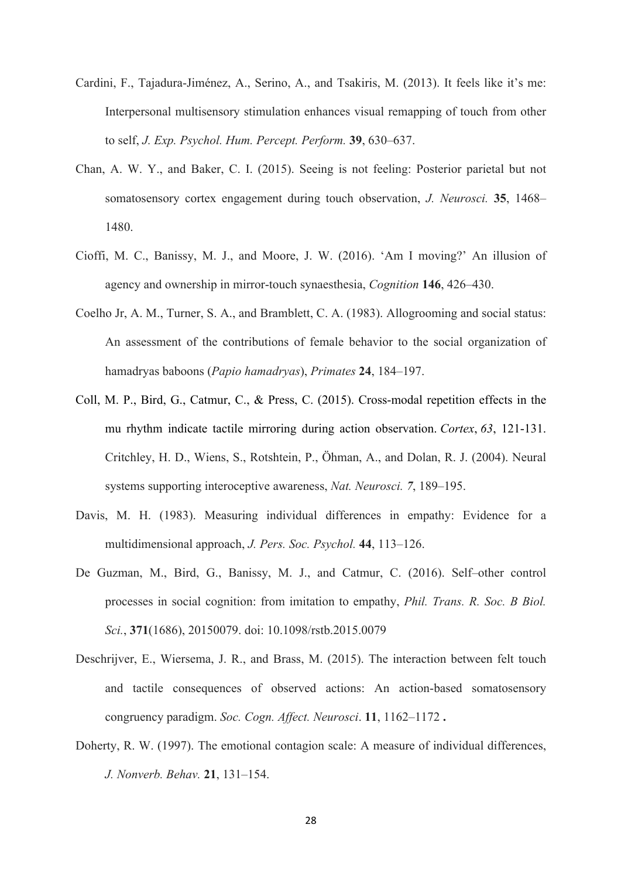Cardini, F., Tajadura-Jiménez, A., Serino, A., and Tsakiris, M. (2013). It feels like it's me: Interpersonal multisensory stimulation enhances visual remapping of touch from other to self, *J. Exp. Psychol. Hum. Percept. Perform.* **39**, 630–637.

Chan, A. W. Y., and Baker, C. I. (2015). Seeing is not feeling: Posterior parietal but not somatosensory cortex engagement during touch observation, *J. Neurosci.* **35**, 1468–1480.

Cioffi, M. C., Banissy, M. J., and Moore, J. W. (2016). 'Am I moving?' An illusion of agency and ownership in mirror-touch synaesthesia, *Cognition* **146**, 426–430.

Coelho Jr, A. M., Turner, S. A., and Bramblett, C. A. (1983). Allogrooming and social status: An assessment of the contributions of female behavior to the social organization of hamadryas baboons (*Papio hamadryas*), *Primates* **24**, 184–197.

Coll, M. P., Bird, G., Catmur, C., & Press, C. (2015). Cross-modal repetition effects in the mu rhythm indicate tactile mirroring during action observation. *Cortex*, *63*, 121-131. Critchley, H. D., Wiens, S., Rotshtein, P., Öhman, A., and Dolan, R. J. (2004). Neural systems supporting interoceptive awareness, *Nat. Neurosci. 7*, 189–195.

Davis, M. H. (1983). Measuring individual differences in empathy: Evidence for a multidimensional approach, *J. Pers. Soc. Psychol.* **44**, 113–126.

De Guzman, M., Bird, G., Banissy, M. J., and Catmur, C. (2016). Self–other control processes in social cognition: from imitation to empathy, *Phil. Trans. R. Soc. B Biol. Sci.*, **371**(1686), 20150079. doi: 10.1098/rstb.2015.0079

Deschrijver, E., Wiersema, J. R., and Brass, M. (2015). The interaction between felt touch and tactile consequences of observed actions: An action-based somatosensory congruency paradigm. *Soc. Cogn. Affect. Neurosci*. **11**, 1162–1172 **.**

Doherty, R. W. (1997). The emotional contagion scale: A measure of individual differences, *J. Nonverb. Behav.* **21**, 131–154.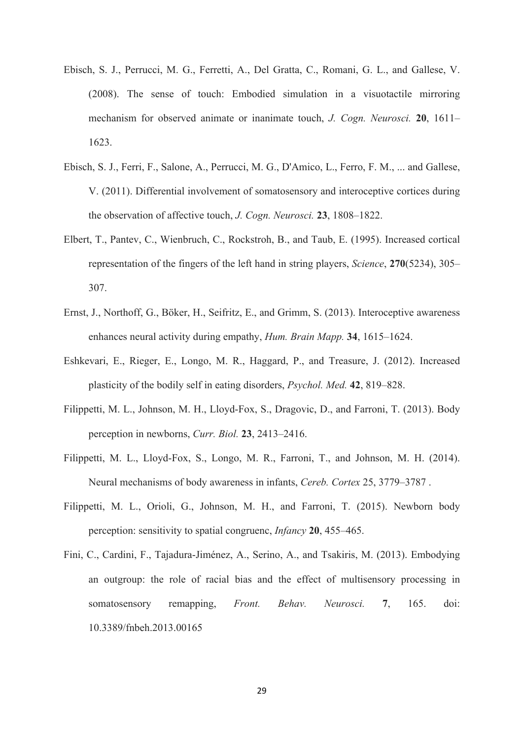Ebisch, S. J., Perrucci, M. G., Ferretti, A., Del Gratta, C., Romani, G. L., and Gallese, V. (2008). The sense of touch: Embodied simulation in a visuotactile mirroring mechanism for observed animate or inanimate touch, *J. Cogn. Neurosci.* **20**, 1611–1623.

Ebisch, S. J., Ferri, F., Salone, A., Perrucci, M. G., D'Amico, L., Ferro, F. M., ... and Gallese, V. (2011). Differential involvement of somatosensory and interoceptive cortices during the observation of affective touch, *J. Cogn. Neurosci.* **23**, 1808–1822.

Elbert, T., Pantev, C., Wienbruch, C., Rockstroh, B., and Taub, E. (1995). Increased cortical representation of the fingers of the left hand in string players, *Science*, **270**(5234), 305–307.

Ernst, J., Northoff, G., Böker, H., Seifritz, E., and Grimm, S. (2013). Interoceptive awareness enhances neural activity during empathy, *Hum. Brain Mapp.* **34**, 1615–1624.

Eshkevari, E., Rieger, E., Longo, M. R., Haggard, P., and Treasure, J. (2012). Increased plasticity of the bodily self in eating disorders, *Psychol. Med.* **42**, 819–828.

Filippetti, M. L., Johnson, M. H., Lloyd-Fox, S., Dragovic, D., and Farroni, T. (2013). Body perception in newborns, *Curr. Biol.* **23**, 2413–2416.

Filippetti, M. L., Lloyd-Fox, S., Longo, M. R., Farroni, T., and Johnson, M. H. (2014). Neural mechanisms of body awareness in infants, *Cereb. Cortex* 25, 3779–3787 .

Filippetti, M. L., Orioli, G., Johnson, M. H., and Farroni, T. (2015). Newborn body perception: sensitivity to spatial congruenc, *Infancy* **20**, 455–465.

Fini, C., Cardini, F., Tajadura-Jiménez, A., Serino, A., and Tsakiris, M. (2013). Embodying an outgroup: the role of racial bias and the effect of multisensory processing in somatosensory remapping, *Front. Behav. Neurosci.* **7**, 165. doi: 10.3389/fnbeh.2013.00165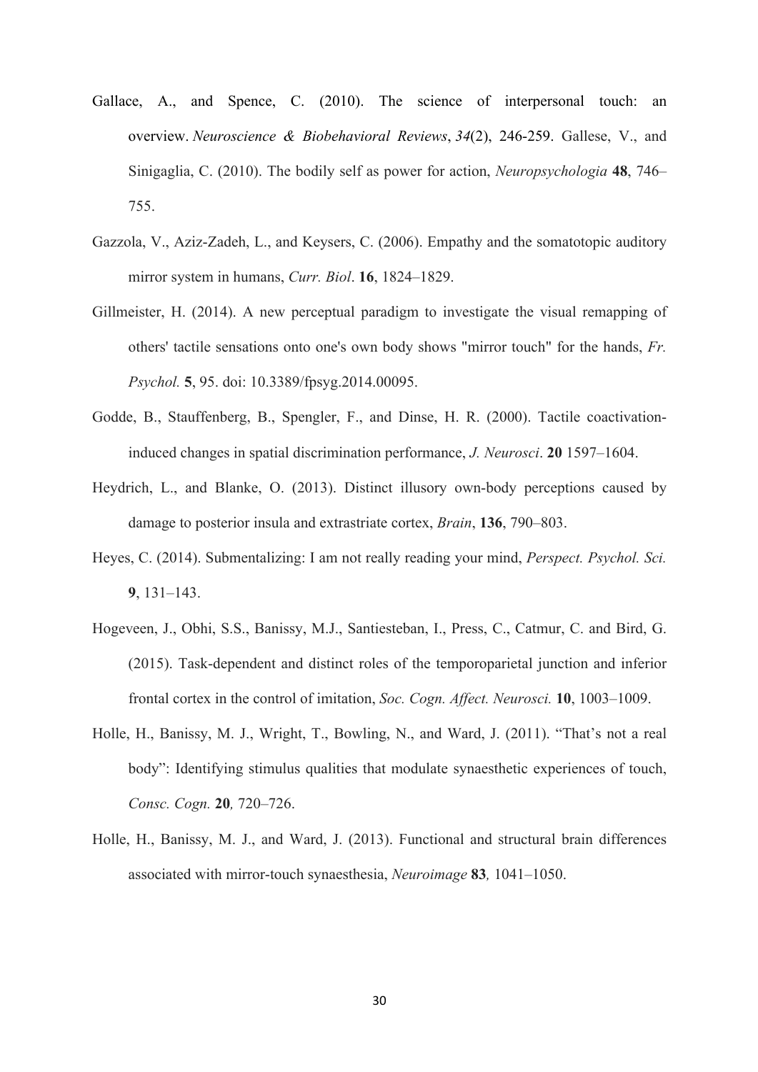Gallace, A., and Spence, C. (2010). The science of interpersonal touch: an overview. *Neuroscience & Biobehavioral Reviews*, *34*(2), 246-259. Gallese, V., and Sinigaglia, C. (2010). The bodily self as power for action, *Neuropsychologia* **48**, 746–755.

Gazzola, V., Aziz-Zadeh, L., and Keysers, C. (2006). Empathy and the somatotopic auditory mirror system in humans, *Curr. Biol*. **16**, 1824–1829.

Gillmeister, H. (2014). A new perceptual paradigm to investigate the visual remapping of others' tactile sensations onto one's own body shows "mirror touch" for the hands, *Fr. Psychol.* **5**, 95. doi: 10.3389/fpsyg.2014.00095.

Godde, B., Stauffenberg, B., Spengler, F., and Dinse, H. R. (2000). Tactile coactivation-induced changes in spatial discrimination performance, *J. Neurosci*. **20** 1597–1604.

Heydrich, L., and Blanke, O. (2013). Distinct illusory own-body perceptions caused by damage to posterior insula and extrastriate cortex, *Brain*, **136**, 790–803.

Heyes, C. (2014). Submentalizing: I am not really reading your mind, *Perspect. Psychol. Sci.* **9**, 131–143.

Hogeveen, J., Obhi, S.S., Banissy, M.J., Santiesteban, I., Press, C., Catmur, C. and Bird, G. (2015). Task-dependent and distinct roles of the temporoparietal junction and inferior frontal cortex in the control of imitation, *Soc. Cogn. Affect. Neurosci.* **10**, 1003–1009.

Holle, H., Banissy, M. J., Wright, T., Bowling, N., and Ward, J. (2011). "That's not a real body": Identifying stimulus qualities that modulate synaesthetic experiences of touch, *Consc. Cogn.* **20***,* 720–726.

Holle, H., Banissy, M. J., and Ward, J. (2013). Functional and structural brain differences associated with mirror-touch synaesthesia, *Neuroimage* **83***,* 1041–1050.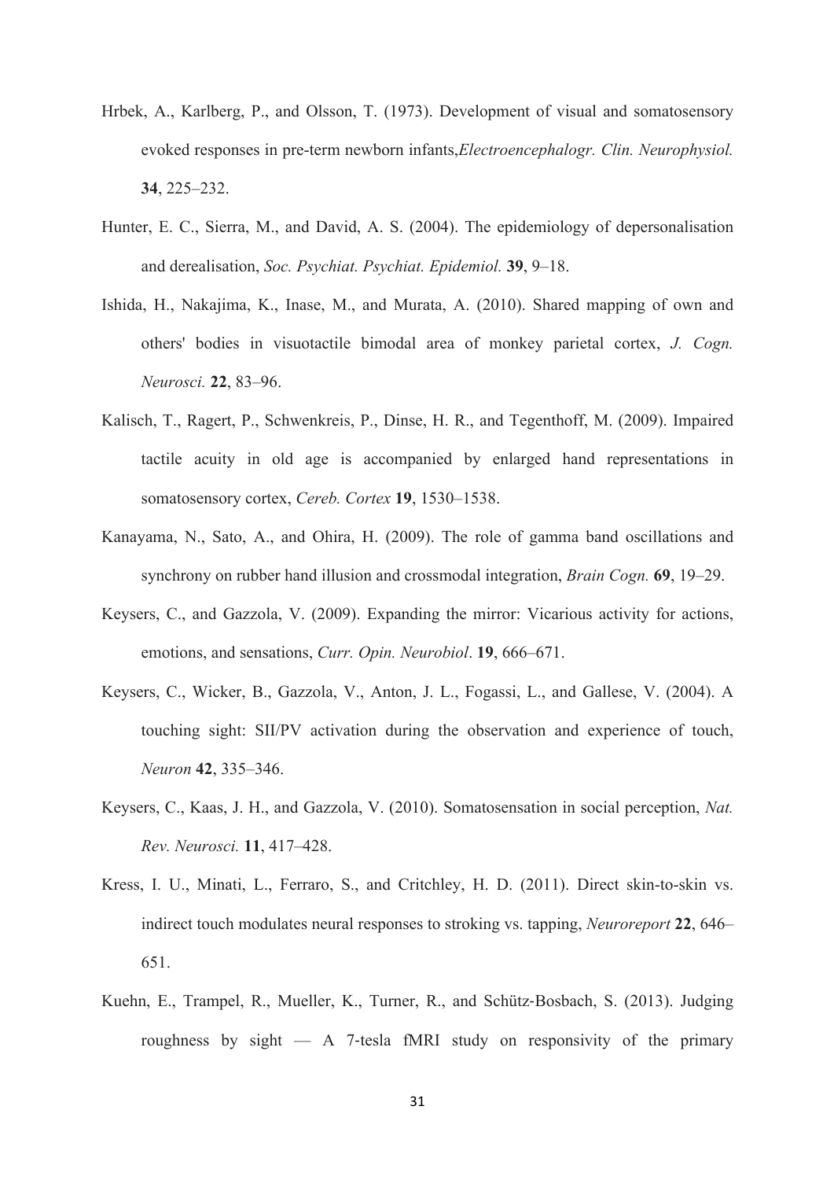Hrbek, A., Karlberg, P., and Olsson, T. (1973). Development of visual and somatosensory evoked responses in pre-term newborn infants,*Electroencephalogr. Clin. Neurophysiol.* **34**, 225–232.

Hunter, E. C., Sierra, M., and David, A. S. (2004). The epidemiology of depersonalisation and derealisation, *Soc. Psychiat. Psychiat. Epidemiol.* **39**, 9–18.

Ishida, H., Nakajima, K., Inase, M., and Murata, A. (2010). Shared mapping of own and others' bodies in visuotactile bimodal area of monkey parietal cortex, *J. Cogn. Neurosci.* **22**, 83–96.

Kalisch, T., Ragert, P., Schwenkreis, P., Dinse, H. R., and Tegenthoff, M. (2009). Impaired tactile acuity in old age is accompanied by enlarged hand representations in somatosensory cortex, *Cereb. Cortex* **19**, 1530–1538.

Kanayama, N., Sato, A., and Ohira, H. (2009). The role of gamma band oscillations and synchrony on rubber hand illusion and crossmodal integration, *Brain Cogn.* **69**, 19–29.

Keysers, C., and Gazzola, V. (2009). Expanding the mirror: Vicarious activity for actions, emotions, and sensations, *Curr. Opin. Neurobiol*. **19**, 666–671.

Keysers, C., Wicker, B., Gazzola, V., Anton, J. L., Fogassi, L., and Gallese, V. (2004). A touching sight: SII/PV activation during the observation and experience of touch, *Neuron* **42**, 335–346.

Keysers, C., Kaas, J. H., and Gazzola, V. (2010). Somatosensation in social perception, *Nat. Rev. Neurosci.* **11**, 417–428.

Kress, I. U., Minati, L., Ferraro, S., and Critchley, H. D. (2011). Direct skin-to-skin vs. indirect touch modulates neural responses to stroking vs. tapping, *Neuroreport* **22**, 646–651.

Kuehn, E., Trampel, R., Mueller, K., Turner, R., and Schütz-Bosbach, S. (2013). Judging roughness by sight — A 7-tesla fMRI study on responsivity of the primary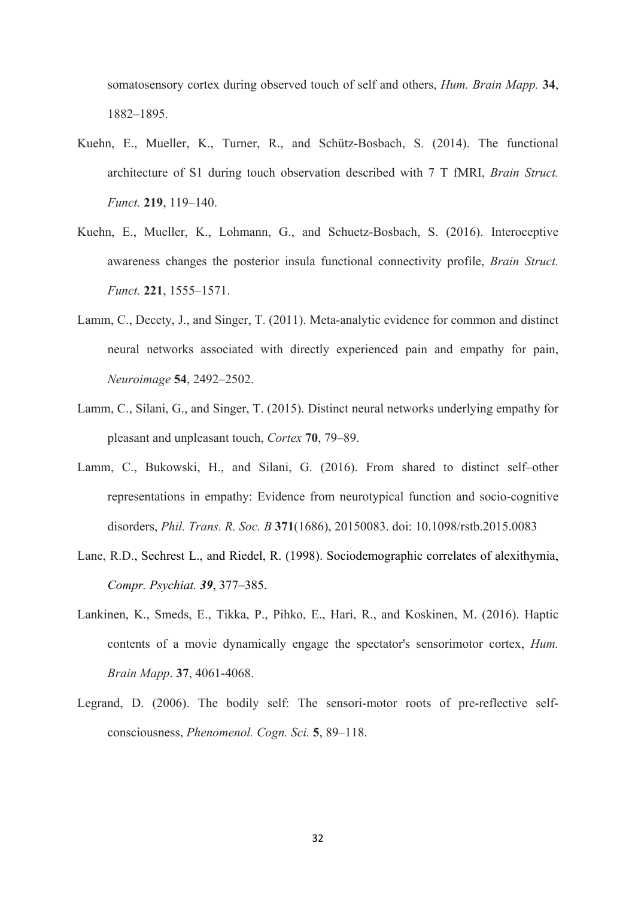somatosensory cortex during observed touch of self and others, *Hum. Brain Mapp.* **34**, 1882–1895.

Kuehn, E., Mueller, K., Turner, R., and Schütz-Bosbach, S. (2014). The functional architecture of S1 during touch observation described with 7 T fMRI, *Brain Struct. Funct.* **219**, 119–140.

Kuehn, E., Mueller, K., Lohmann, G., and Schuetz-Bosbach, S. (2016). Interoceptive awareness changes the posterior insula functional connectivity profile, *Brain Struct. Funct.* **221**, 1555–1571.

Lamm, C., Decety, J., and Singer, T. (2011). Meta-analytic evidence for common and distinct neural networks associated with directly experienced pain and empathy for pain, *Neuroimage* **54**, 2492–2502.

Lamm, C., Silani, G., and Singer, T. (2015). Distinct neural networks underlying empathy for pleasant and unpleasant touch, *Cortex* **70**, 79–89.

Lamm, C., Bukowski, H., and Silani, G. (2016). From shared to distinct self–other representations in empathy: Evidence from neurotypical function and socio-cognitive disorders, *Phil. Trans. R. Soc. B* **371**(1686), 20150083. doi: 10.1098/rstb.2015.0083

Lane, R.D., Sechrest L., and Riedel, R. (1998). Sociodemographic correlates of alexithymia, *Compr. Psychiat.* ***39***, 377–385.

Lankinen, K., Smeds, E., Tikka, P., Pihko, E., Hari, R., and Koskinen, M. (2016). Haptic contents of a movie dynamically engage the spectator's sensorimotor cortex, *Hum. Brain Mapp*. **37**, 4061-4068.

Legrand, D. (2006). The bodily self: The sensori-motor roots of pre-reflective self-consciousness, *Phenomenol. Cogn. Sci.* **5**, 89–118.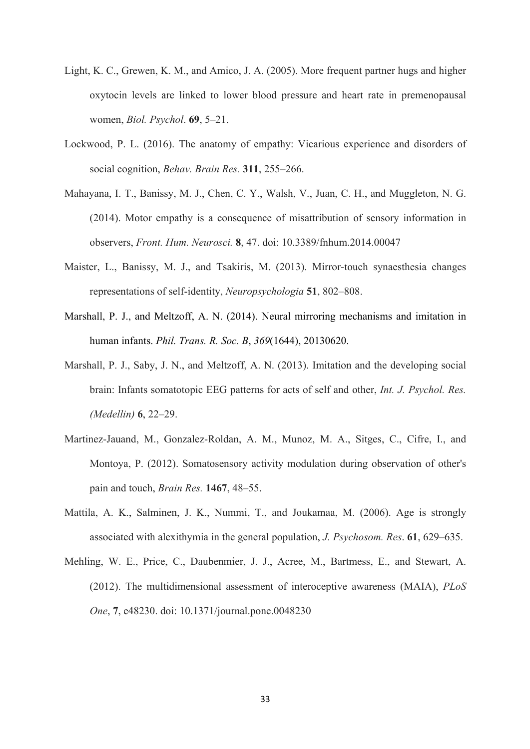Light, K. C., Grewen, K. M., and Amico, J. A. (2005). More frequent partner hugs and higher oxytocin levels are linked to lower blood pressure and heart rate in premenopausal women, *Biol. Psychol*. **69**, 5–21.

Lockwood, P. L. (2016). The anatomy of empathy: Vicarious experience and disorders of social cognition, *Behav. Brain Res.* **311**, 255–266.

Mahayana, I. T., Banissy, M. J., Chen, C. Y., Walsh, V., Juan, C. H., and Muggleton, N. G. (2014). Motor empathy is a consequence of misattribution of sensory information in observers, *Front. Hum. Neurosci.* **8**, 47. doi: 10.3389/fnhum.2014.00047

Maister, L., Banissy, M. J., and Tsakiris, M. (2013). Mirror-touch synaesthesia changes representations of self-identity, *Neuropsychologia* **51**, 802–808.

Marshall, P. J., and Meltzoff, A. N. (2014). Neural mirroring mechanisms and imitation in human infants. *Phil. Trans. R. Soc. B*, *369*(1644), 20130620.

Marshall, P. J., Saby, J. N., and Meltzoff, A. N. (2013). Imitation and the developing social brain: Infants somatotopic EEG patterns for acts of self and other, *Int. J. Psychol. Res. (Medellin)* **6**, 22–29.

Martinez-Jauand, M., Gonzalez-Roldan, A. M., Munoz, M. A., Sitges, C., Cifre, I., and Montoya, P. (2012). Somatosensory activity modulation during observation of other's pain and touch, *Brain Res.* **1467**, 48–55.

Mattila, A. K., Salminen, J. K., Nummi, T., and Joukamaa, M. (2006). Age is strongly associated with alexithymia in the general population, *J. Psychosom. Res*. **61**, 629–635.

Mehling, W. E., Price, C., Daubenmier, J. J., Acree, M., Bartmess, E., and Stewart, A. (2012). The multidimensional assessment of interoceptive awareness (MAIA), *PLoS One*, **7**, e48230. doi: 10.1371/journal.pone.0048230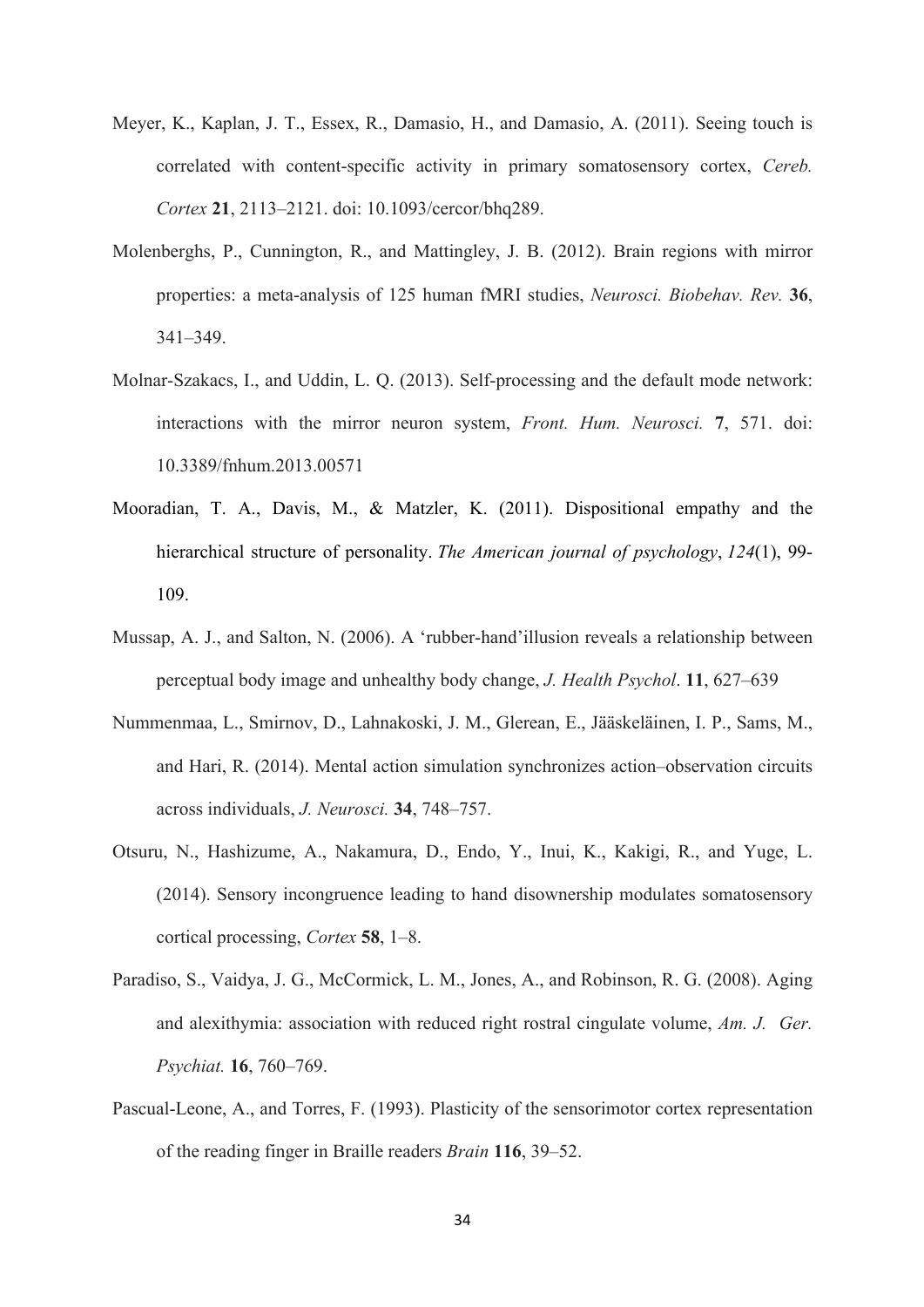Meyer, K., Kaplan, J. T., Essex, R., Damasio, H., and Damasio, A. (2011). Seeing touch is correlated with content-specific activity in primary somatosensory cortex, *Cereb. Cortex* **21**, 2113–2121. doi: 10.1093/cercor/bhq289.

Molenberghs, P., Cunnington, R., and Mattingley, J. B. (2012). Brain regions with mirror properties: a meta-analysis of 125 human fMRI studies, *Neurosci. Biobehav. Rev.* **36**, 341–349.

Molnar-Szakacs, I., and Uddin, L. Q. (2013). Self-processing and the default mode network: interactions with the mirror neuron system, *Front. Hum. Neurosci.* **7**, 571. doi: 10.3389/fnhum.2013.00571

Mooradian, T. A., Davis, M., & Matzler, K. (2011). Dispositional empathy and the hierarchical structure of personality. *The American journal of psychology*, *124*(1), 99-109.

Mussap, A. J., and Salton, N. (2006). A 'rubber-hand'illusion reveals a relationship between perceptual body image and unhealthy body change, *J. Health Psychol*. **11**, 627–639

Nummenmaa, L., Smirnov, D., Lahnakoski, J. M., Glerean, E., Jääskeläinen, I. P., Sams, M., and Hari, R. (2014). Mental action simulation synchronizes action–observation circuits across individuals, *J. Neurosci.* **34**, 748–757.

Otsuru, N., Hashizume, A., Nakamura, D., Endo, Y., Inui, K., Kakigi, R., and Yuge, L. (2014). Sensory incongruence leading to hand disownership modulates somatosensory cortical processing, *Cortex* **58**, 1–8.

Paradiso, S., Vaidya, J. G., McCormick, L. M., Jones, A., and Robinson, R. G. (2008). Aging and alexithymia: association with reduced right rostral cingulate volume, *Am. J. Ger. Psychiat.* **16**, 760–769.

Pascual-Leone, A., and Torres, F. (1993). Plasticity of the sensorimotor cortex representation of the reading finger in Braille readers *Brain* **116**, 39–52.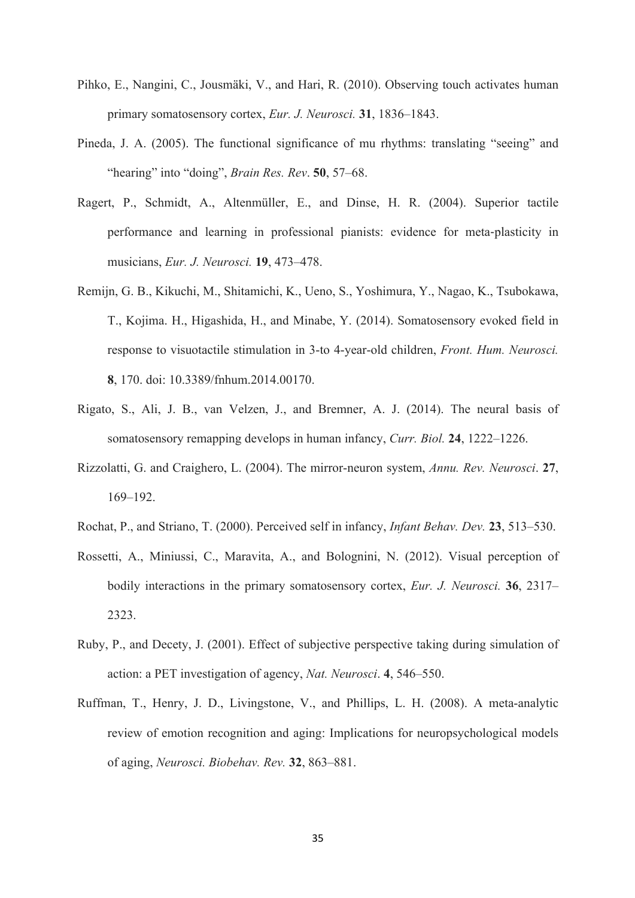Pihko, E., Nangini, C., Jousmäki, V., and Hari, R. (2010). Observing touch activates human primary somatosensory cortex, *Eur. J. Neurosci.* **31**, 1836–1843.

Pineda, J. A. (2005). The functional significance of mu rhythms: translating "seeing" and "hearing" into "doing", *Brain Res. Rev*. **50**, 57–68.

Ragert, P., Schmidt, A., Altenmüller, E., and Dinse, H. R. (2004). Superior tactile performance and learning in professional pianists: evidence for meta-plasticity in musicians, *Eur. J. Neurosci.* **19**, 473–478.

Remijn, G. B., Kikuchi, M., Shitamichi, K., Ueno, S., Yoshimura, Y., Nagao, K., Tsubokawa, T., Kojima. H., Higashida, H., and Minabe, Y. (2014). Somatosensory evoked field in response to visuotactile stimulation in 3-to 4-year-old children, *Front. Hum. Neurosci.* **8**, 170. doi: 10.3389/fnhum.2014.00170.

Rigato, S., Ali, J. B., van Velzen, J., and Bremner, A. J. (2014). The neural basis of somatosensory remapping develops in human infancy, *Curr. Biol.* **24**, 1222–1226.

Rizzolatti, G. and Craighero, L. (2004). The mirror-neuron system, *Annu. Rev. Neurosci*. **27**, 169–192.

Rochat, P., and Striano, T. (2000). Perceived self in infancy, *Infant Behav. Dev.* **23**, 513–530.

Rossetti, A., Miniussi, C., Maravita, A., and Bolognini, N. (2012). Visual perception of bodily interactions in the primary somatosensory cortex, *Eur. J. Neurosci.* **36**, 2317–2323.

Ruby, P., and Decety, J. (2001). Effect of subjective perspective taking during simulation of action: a PET investigation of agency, *Nat. Neurosci*. **4**, 546–550.

Ruffman, T., Henry, J. D., Livingstone, V., and Phillips, L. H. (2008). A meta-analytic review of emotion recognition and aging: Implications for neuropsychological models of aging, *Neurosci. Biobehav. Rev.* **32**, 863–881.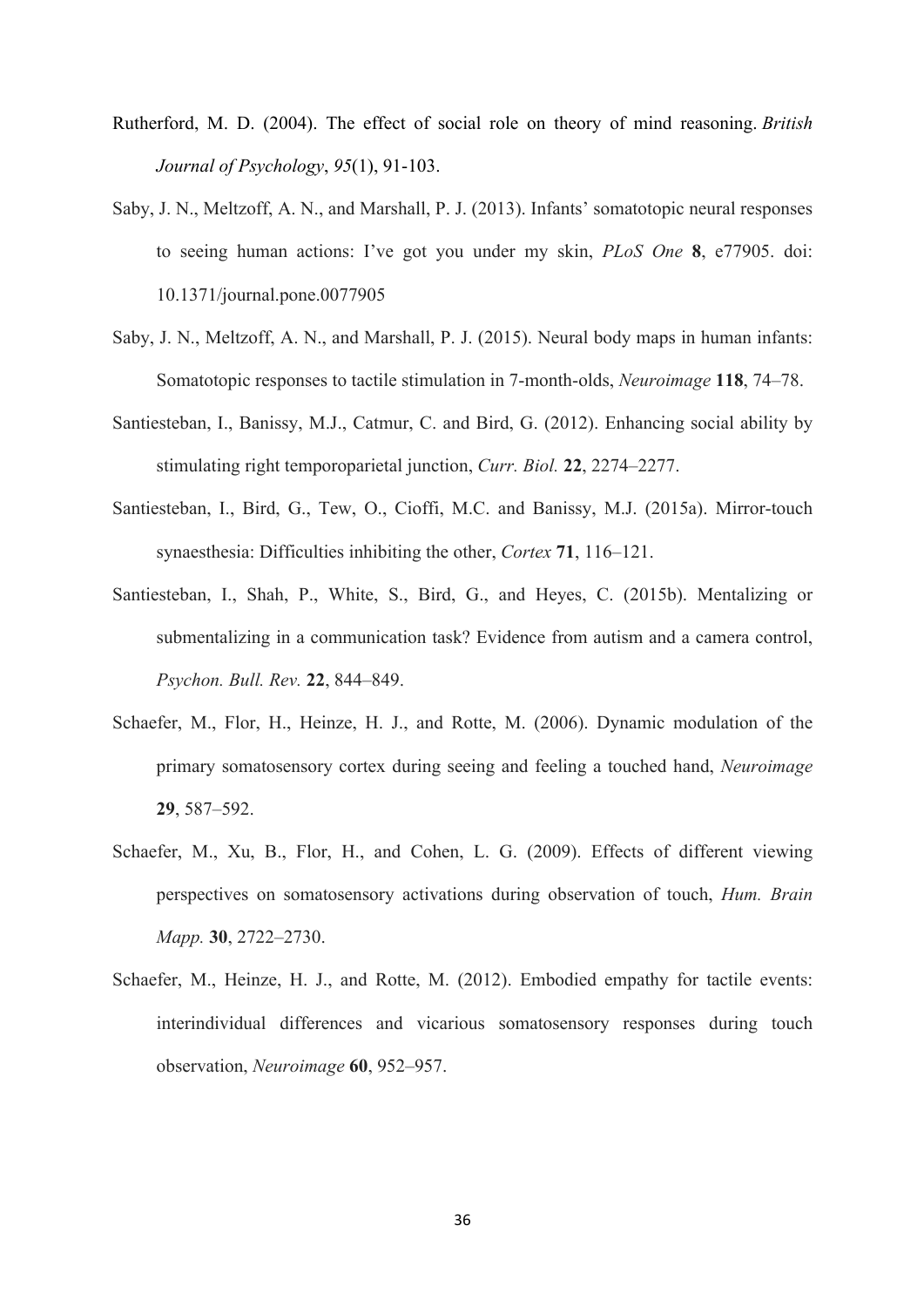Rutherford, M. D. (2004). The effect of social role on theory of mind reasoning. *British Journal of Psychology*, *95*(1), 91-103.

Saby, J. N., Meltzoff, A. N., and Marshall, P. J. (2013). Infants' somatotopic neural responses to seeing human actions: I've got you under my skin, *PLoS One* **8**, e77905. doi: 10.1371/journal.pone.0077905

Saby, J. N., Meltzoff, A. N., and Marshall, P. J. (2015). Neural body maps in human infants: Somatotopic responses to tactile stimulation in 7-month-olds, *Neuroimage* **118**, 74–78.

Santiesteban, I., Banissy, M.J., Catmur, C. and Bird, G. (2012). Enhancing social ability by stimulating right temporoparietal junction, *Curr. Biol.* **22**, 2274–2277.

Santiesteban, I., Bird, G., Tew, O., Cioffi, M.C. and Banissy, M.J. (2015a). Mirror-touch synaesthesia: Difficulties inhibiting the other, *Cortex* **71**, 116–121.

Santiesteban, I., Shah, P., White, S., Bird, G., and Heyes, C. (2015b). Mentalizing or submentalizing in a communication task? Evidence from autism and a camera control, *Psychon. Bull. Rev.* **22**, 844–849.

Schaefer, M., Flor, H., Heinze, H. J., and Rotte, M. (2006). Dynamic modulation of the primary somatosensory cortex during seeing and feeling a touched hand, *Neuroimage* **29**, 587–592.

Schaefer, M., Xu, B., Flor, H., and Cohen, L. G. (2009). Effects of different viewing perspectives on somatosensory activations during observation of touch, *Hum. Brain Mapp.* **30**, 2722–2730.

Schaefer, M., Heinze, H. J., and Rotte, M. (2012). Embodied empathy for tactile events: interindividual differences and vicarious somatosensory responses during touch observation, *Neuroimage* **60**, 952–957.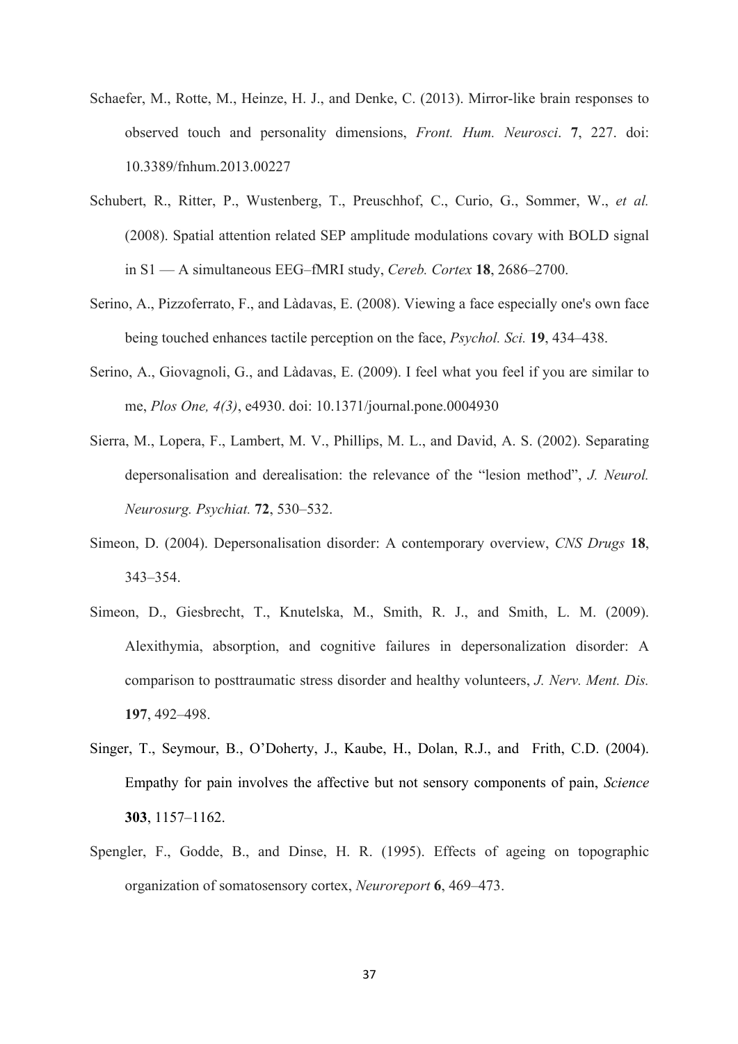Schaefer, M., Rotte, M., Heinze, H. J., and Denke, C. (2013). Mirror-like brain responses to observed touch and personality dimensions, *Front. Hum. Neurosci*. **7**, 227. doi: 10.3389/fnhum.2013.00227

Schubert, R., Ritter, P., Wustenberg, T., Preuschhof, C., Curio, G., Sommer, W., *et al.* (2008). Spatial attention related SEP amplitude modulations covary with BOLD signal in S1 — A simultaneous EEG–fMRI study, *Cereb. Cortex* **18**, 2686–2700.

Serino, A., Pizzoferrato, F., and Làdavas, E. (2008). Viewing a face especially one's own face being touched enhances tactile perception on the face, *Psychol. Sci.* **19**, 434–438.

Serino, A., Giovagnoli, G., and Làdavas, E. (2009). I feel what you feel if you are similar to me, *Plos One, 4(3)*, e4930. doi: 10.1371/journal.pone.0004930

Sierra, M., Lopera, F., Lambert, M. V., Phillips, M. L., and David, A. S. (2002). Separating depersonalisation and derealisation: the relevance of the "lesion method", *J. Neurol. Neurosurg. Psychiat.* **72**, 530–532.

Simeon, D. (2004). Depersonalisation disorder: A contemporary overview, *CNS Drugs* **18**, 343–354.

Simeon, D., Giesbrecht, T., Knutelska, M., Smith, R. J., and Smith, L. M. (2009). Alexithymia, absorption, and cognitive failures in depersonalization disorder: A comparison to posttraumatic stress disorder and healthy volunteers, *J. Nerv. Ment. Dis.* **197**, 492–498.

Singer, T., Seymour, B., O'Doherty, J., Kaube, H., Dolan, R.J., and Frith, C.D. (2004). Empathy for pain involves the affective but not sensory components of pain, *Science* **303**, 1157–1162.

Spengler, F., Godde, B., and Dinse, H. R. (1995). Effects of ageing on topographic organization of somatosensory cortex, *Neuroreport* **6**, 469–473.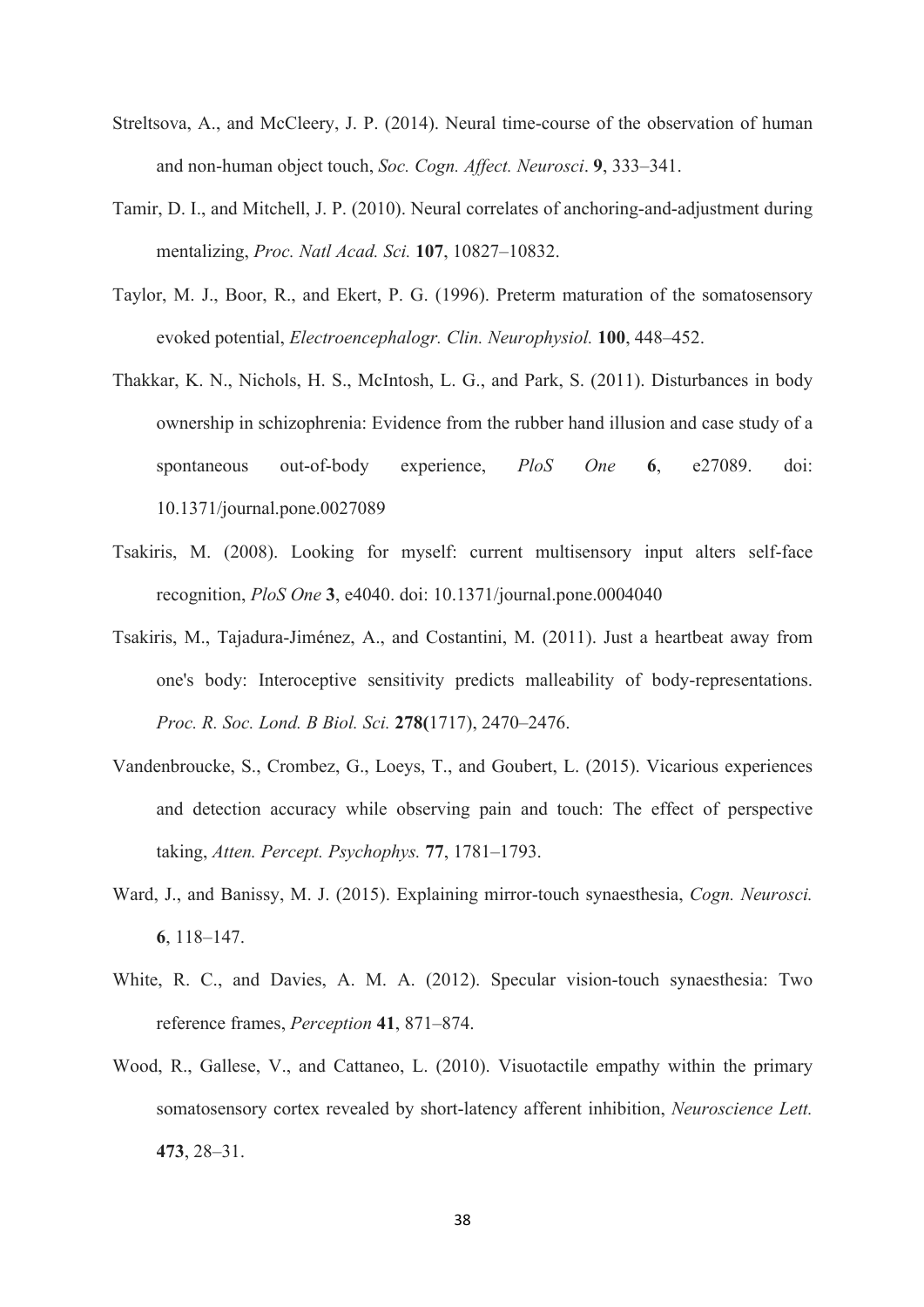Streltsova, A., and McCleery, J. P. (2014). Neural time-course of the observation of human and non-human object touch, *Soc. Cogn. Affect. Neurosci*. **9**, 333–341.

Tamir, D. I., and Mitchell, J. P. (2010). Neural correlates of anchoring-and-adjustment during mentalizing, *Proc. Natl Acad. Sci.* **107**, 10827–10832.

Taylor, M. J., Boor, R., and Ekert, P. G. (1996). Preterm maturation of the somatosensory evoked potential, *Electroencephalogr. Clin. Neurophysiol.* **100**, 448–452.

Thakkar, K. N., Nichols, H. S., McIntosh, L. G., and Park, S. (2011). Disturbances in body ownership in schizophrenia: Evidence from the rubber hand illusion and case study of a spontaneous out-of-body experience, *PloS One* **6**, e27089. doi: 10.1371/journal.pone.0027089

Tsakiris, M. (2008). Looking for myself: current multisensory input alters self-face recognition, *PloS One* **3**, e4040. doi: 10.1371/journal.pone.0004040

Tsakiris, M., Tajadura-Jiménez, A., and Costantini, M. (2011). Just a heartbeat away from one's body: Interoceptive sensitivity predicts malleability of body-representations. *Proc. R. Soc. Lond. B Biol. Sci.* **278(**1717), 2470–2476.

Vandenbroucke, S., Crombez, G., Loeys, T., and Goubert, L. (2015). Vicarious experiences and detection accuracy while observing pain and touch: The effect of perspective taking, *Atten. Percept. Psychophys.* **77**, 1781–1793.

Ward, J., and Banissy, M. J. (2015). Explaining mirror-touch synaesthesia, *Cogn. Neurosci.* **6**, 118–147.

White, R. C., and Davies, A. M. A. (2012). Specular vision-touch synaesthesia: Two reference frames, *Perception* **41**, 871–874.

Wood, R., Gallese, V., and Cattaneo, L. (2010). Visuotactile empathy within the primary somatosensory cortex revealed by short-latency afferent inhibition, *Neuroscience Lett.* **473**, 28–31.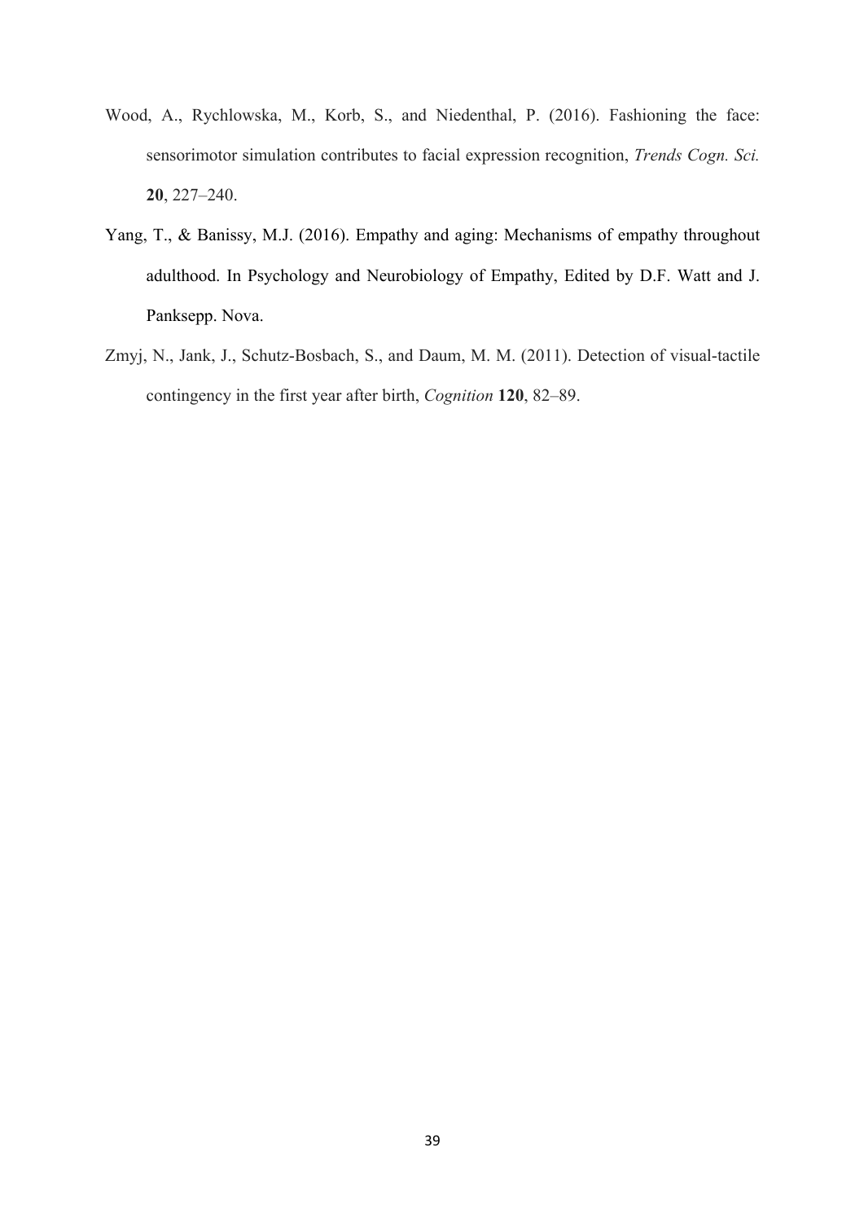Wood, A., Rychlowska, M., Korb, S., and Niedenthal, P. (2016). Fashioning the face: sensorimotor simulation contributes to facial expression recognition, *Trends Cogn. Sci.* **20**, 227–240.

Yang, T., & Banissy, M.J. (2016). Empathy and aging: Mechanisms of empathy throughout adulthood. In Psychology and Neurobiology of Empathy, Edited by D.F. Watt and J. Panksepp. Nova.

Zmyj, N., Jank, J., Schutz-Bosbach, S., and Daum, M. M. (2011). Detection of visual-tactile contingency in the first year after birth, *Cognition* **120**, 82–89.